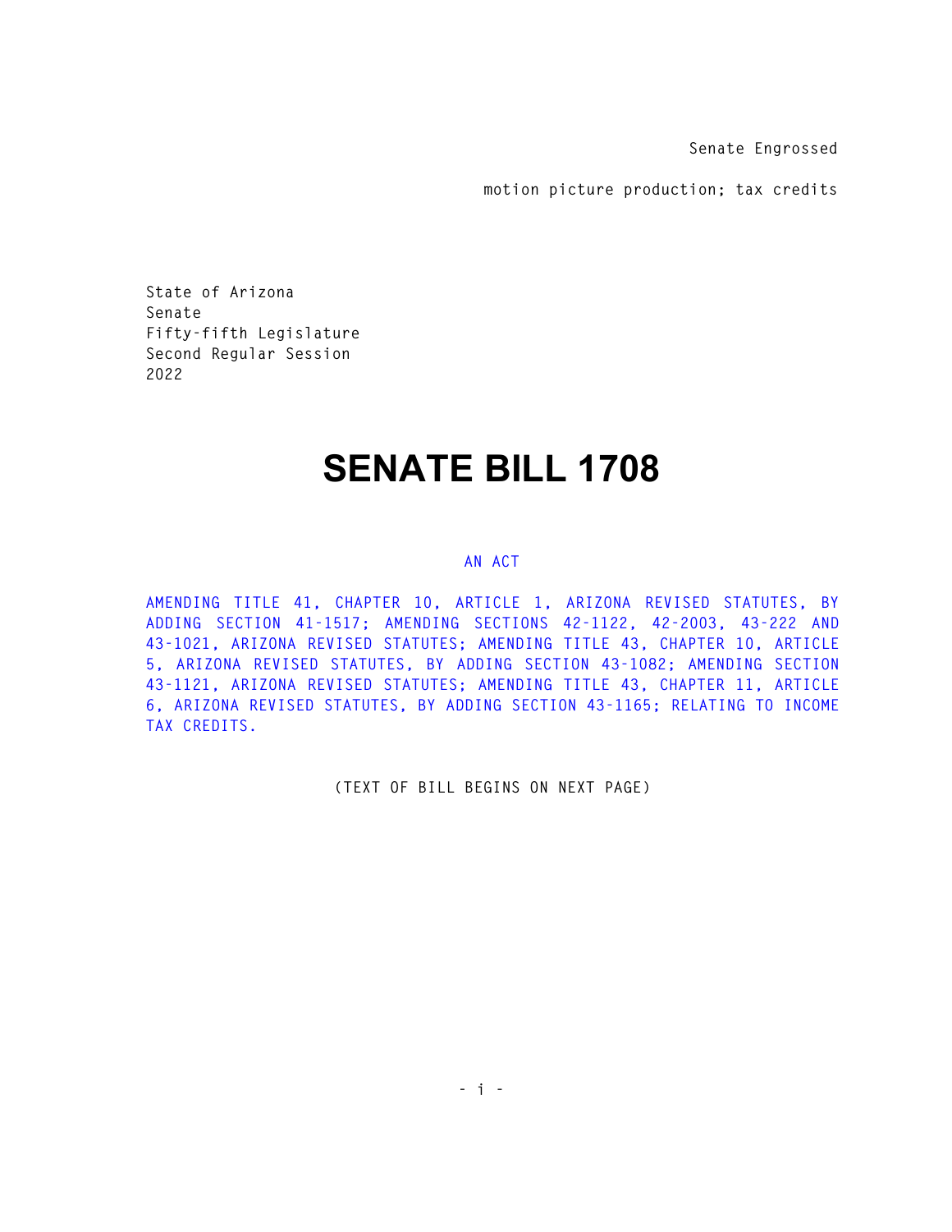Senate Engrossed

motion picture production; tax credits

State of Arizona
Senate
Fifty-fifth Legislature
Second Regular Session
2022

# SENATE BILL 1708

AN ACT

AMENDING TITLE 41, CHAPTER 10, ARTICLE 1, ARIZONA REVISED STATUTES, BY ADDING SECTION 41-1517; AMENDING SECTIONS 42-1122, 42-2003, 43-222 AND 43-1021, ARIZONA REVISED STATUTES; AMENDING TITLE 43, CHAPTER 10, ARTICLE 5, ARIZONA REVISED STATUTES, BY ADDING SECTION 43-1082; AMENDING SECTION 43-1121, ARIZONA REVISED STATUTES; AMENDING TITLE 43, CHAPTER 11, ARTICLE 6, ARIZONA REVISED STATUTES, BY ADDING SECTION 43-1165; RELATING TO INCOME TAX CREDITS.

(TEXT OF BILL BEGINS ON NEXT PAGE)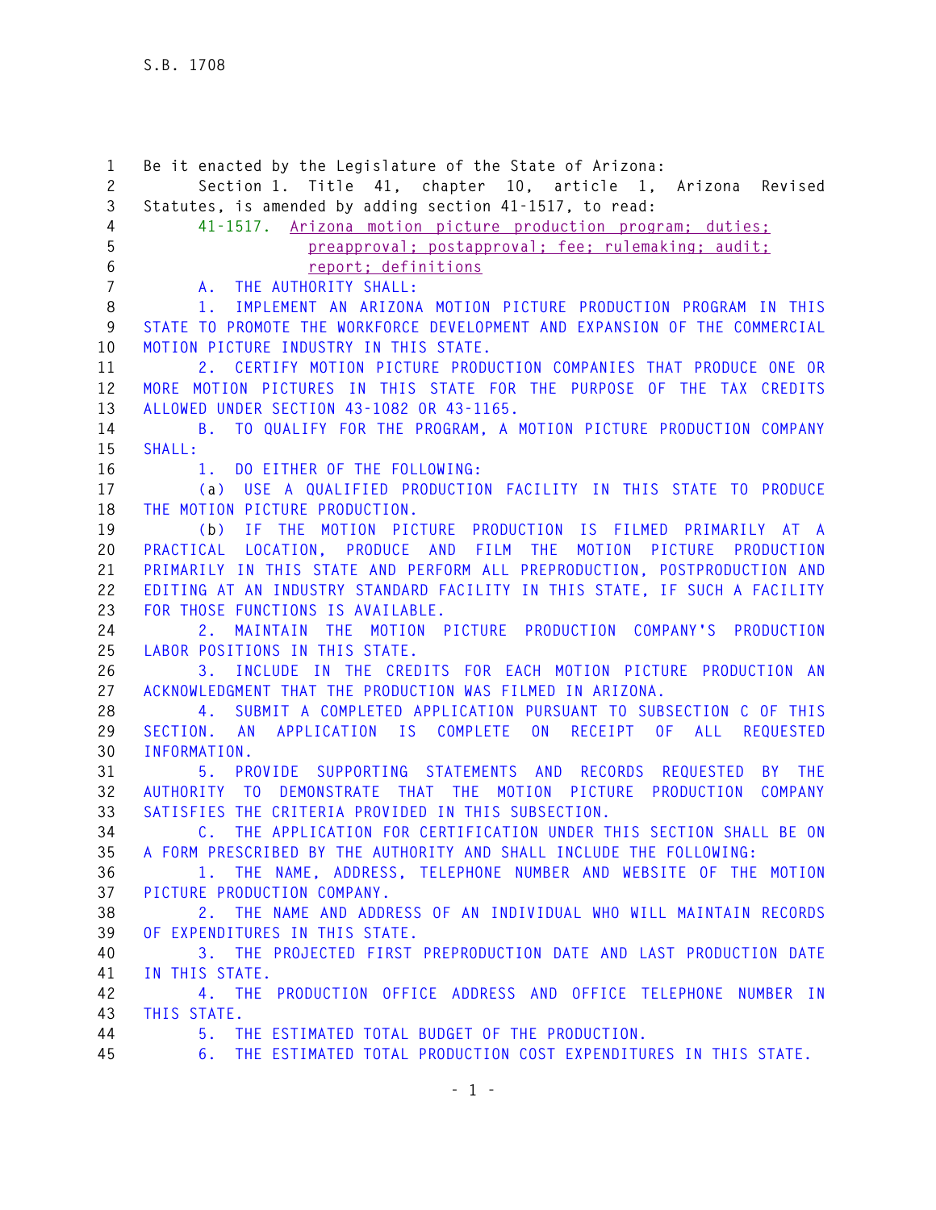Be it enacted by the Legislature of the State of Arizona:

Section 1. Title 41, chapter 10, article 1, Arizona Revised Statutes, is amended by adding section 41-1517, to read:

41-1517. Arizona motion picture production program; duties; preapproval; postapproval; fee; rulemaking; audit; report; definitions

A. THE AUTHORITY SHALL:

1. IMPLEMENT AN ARIZONA MOTION PICTURE PRODUCTION PROGRAM IN THIS STATE TO PROMOTE THE WORKFORCE DEVELOPMENT AND EXPANSION OF THE COMMERCIAL MOTION PICTURE INDUSTRY IN THIS STATE.

2. CERTIFY MOTION PICTURE PRODUCTION COMPANIES THAT PRODUCE ONE OR MORE MOTION PICTURES IN THIS STATE FOR THE PURPOSE OF THE TAX CREDITS ALLOWED UNDER SECTION 43-1082 OR 43-1165.

B. TO QUALIFY FOR THE PROGRAM, A MOTION PICTURE PRODUCTION COMPANY SHALL:

1. DO EITHER OF THE FOLLOWING:

(a) USE A QUALIFIED PRODUCTION FACILITY IN THIS STATE TO PRODUCE THE MOTION PICTURE PRODUCTION.

(b) IF THE MOTION PICTURE PRODUCTION IS FILMED PRIMARILY AT A PRACTICAL LOCATION, PRODUCE AND FILM THE MOTION PICTURE PRODUCTION PRIMARILY IN THIS STATE AND PERFORM ALL PREPRODUCTION, POSTPRODUCTION AND EDITING AT AN INDUSTRY STANDARD FACILITY IN THIS STATE, IF SUCH A FACILITY FOR THOSE FUNCTIONS IS AVAILABLE.

2. MAINTAIN THE MOTION PICTURE PRODUCTION COMPANY'S PRODUCTION LABOR POSITIONS IN THIS STATE.

3. INCLUDE IN THE CREDITS FOR EACH MOTION PICTURE PRODUCTION AN ACKNOWLEDGMENT THAT THE PRODUCTION WAS FILMED IN ARIZONA.

4. SUBMIT A COMPLETED APPLICATION PURSUANT TO SUBSECTION C OF THIS SECTION. AN APPLICATION IS COMPLETE ON RECEIPT OF ALL REQUESTED INFORMATION.

5. PROVIDE SUPPORTING STATEMENTS AND RECORDS REQUESTED BY THE AUTHORITY TO DEMONSTRATE THAT THE MOTION PICTURE PRODUCTION COMPANY SATISFIES THE CRITERIA PROVIDED IN THIS SUBSECTION.

C. THE APPLICATION FOR CERTIFICATION UNDER THIS SECTION SHALL BE ON A FORM PRESCRIBED BY THE AUTHORITY AND SHALL INCLUDE THE FOLLOWING:

1. THE NAME, ADDRESS, TELEPHONE NUMBER AND WEBSITE OF THE MOTION PICTURE PRODUCTION COMPANY.

2. THE NAME AND ADDRESS OF AN INDIVIDUAL WHO WILL MAINTAIN RECORDS OF EXPENDITURES IN THIS STATE.

3. THE PROJECTED FIRST PREPRODUCTION DATE AND LAST PRODUCTION DATE IN THIS STATE.

4. THE PRODUCTION OFFICE ADDRESS AND OFFICE TELEPHONE NUMBER IN THIS STATE.

5. THE ESTIMATED TOTAL BUDGET OF THE PRODUCTION.

6. THE ESTIMATED TOTAL PRODUCTION COST EXPENDITURES IN THIS STATE.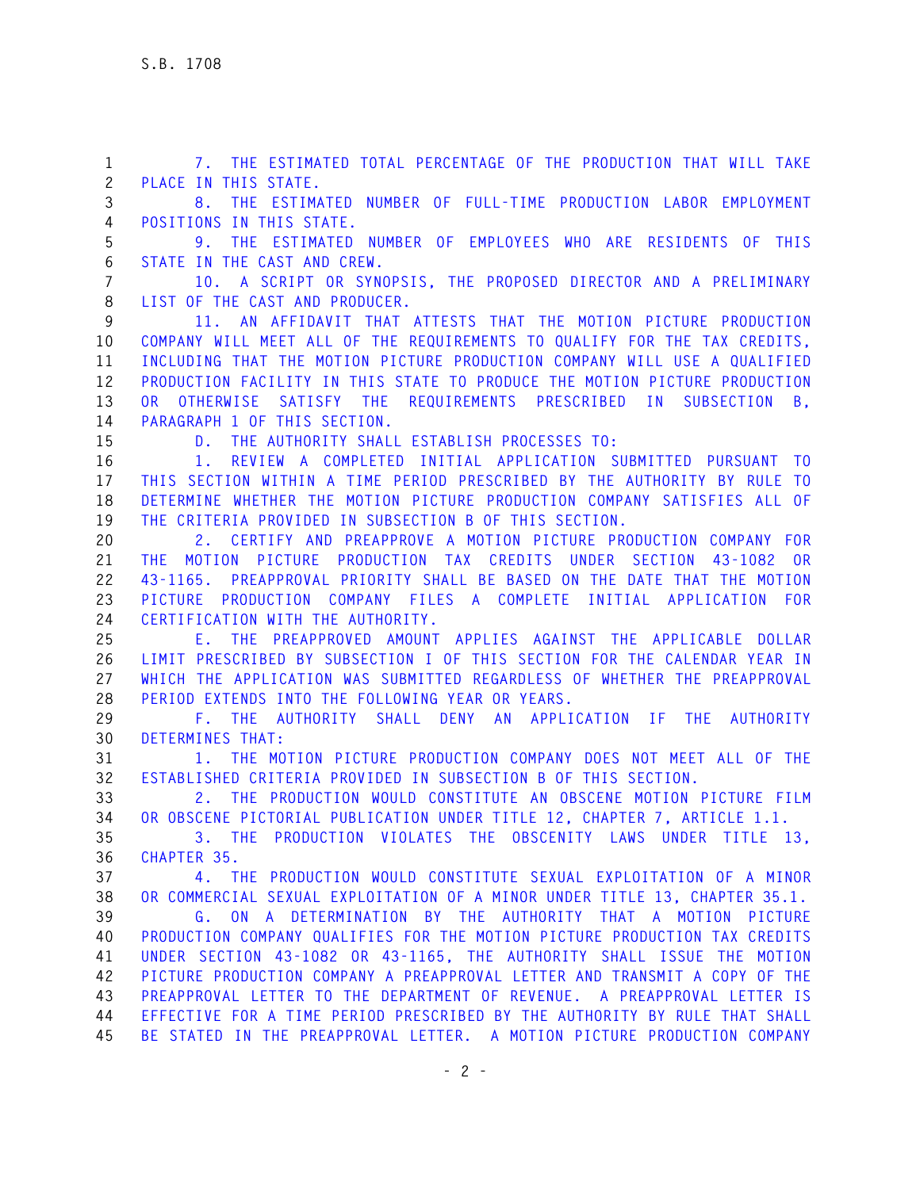7. THE ESTIMATED TOTAL PERCENTAGE OF THE PRODUCTION THAT WILL TAKE PLACE IN THIS STATE.

8. THE ESTIMATED NUMBER OF FULL-TIME PRODUCTION LABOR EMPLOYMENT POSITIONS IN THIS STATE.

9. THE ESTIMATED NUMBER OF EMPLOYEES WHO ARE RESIDENTS OF THIS STATE IN THE CAST AND CREW.

10. A SCRIPT OR SYNOPSIS, THE PROPOSED DIRECTOR AND A PRELIMINARY LIST OF THE CAST AND PRODUCER.

11. AN AFFIDAVIT THAT ATTESTS THAT THE MOTION PICTURE PRODUCTION COMPANY WILL MEET ALL OF THE REQUIREMENTS TO QUALIFY FOR THE TAX CREDITS, INCLUDING THAT THE MOTION PICTURE PRODUCTION COMPANY WILL USE A QUALIFIED PRODUCTION FACILITY IN THIS STATE TO PRODUCE THE MOTION PICTURE PRODUCTION OR OTHERWISE SATISFY THE REQUIREMENTS PRESCRIBED IN SUBSECTION B, PARAGRAPH 1 OF THIS SECTION.

D. THE AUTHORITY SHALL ESTABLISH PROCESSES TO:

1. REVIEW A COMPLETED INITIAL APPLICATION SUBMITTED PURSUANT TO THIS SECTION WITHIN A TIME PERIOD PRESCRIBED BY THE AUTHORITY BY RULE TO DETERMINE WHETHER THE MOTION PICTURE PRODUCTION COMPANY SATISFIES ALL OF THE CRITERIA PROVIDED IN SUBSECTION B OF THIS SECTION.

2. CERTIFY AND PREAPPROVE A MOTION PICTURE PRODUCTION COMPANY FOR THE MOTION PICTURE PRODUCTION TAX CREDITS UNDER SECTION 43-1082 OR 43-1165. PREAPPROVAL PRIORITY SHALL BE BASED ON THE DATE THAT THE MOTION PICTURE PRODUCTION COMPANY FILES A COMPLETE INITIAL APPLICATION FOR CERTIFICATION WITH THE AUTHORITY.

E. THE PREAPPROVED AMOUNT APPLIES AGAINST THE APPLICABLE DOLLAR LIMIT PRESCRIBED BY SUBSECTION I OF THIS SECTION FOR THE CALENDAR YEAR IN WHICH THE APPLICATION WAS SUBMITTED REGARDLESS OF WHETHER THE PREAPPROVAL PERIOD EXTENDS INTO THE FOLLOWING YEAR OR YEARS.

F. THE AUTHORITY SHALL DENY AN APPLICATION IF THE AUTHORITY DETERMINES THAT:

1. THE MOTION PICTURE PRODUCTION COMPANY DOES NOT MEET ALL OF THE ESTABLISHED CRITERIA PROVIDED IN SUBSECTION B OF THIS SECTION.

2. THE PRODUCTION WOULD CONSTITUTE AN OBSCENE MOTION PICTURE FILM OR OBSCENE PICTORIAL PUBLICATION UNDER TITLE 12, CHAPTER 7, ARTICLE 1.1.

3. THE PRODUCTION VIOLATES THE OBSCENITY LAWS UNDER TITLE 13, CHAPTER 35.

4. THE PRODUCTION WOULD CONSTITUTE SEXUAL EXPLOITATION OF A MINOR OR COMMERCIAL SEXUAL EXPLOITATION OF A MINOR UNDER TITLE 13, CHAPTER 35.1.

G. ON A DETERMINATION BY THE AUTHORITY THAT A MOTION PICTURE PRODUCTION COMPANY QUALIFIES FOR THE MOTION PICTURE PRODUCTION TAX CREDITS UNDER SECTION 43-1082 OR 43-1165, THE AUTHORITY SHALL ISSUE THE MOTION PICTURE PRODUCTION COMPANY A PREAPPROVAL LETTER AND TRANSMIT A COPY OF THE PREAPPROVAL LETTER TO THE DEPARTMENT OF REVENUE. A PREAPPROVAL LETTER IS EFFECTIVE FOR A TIME PERIOD PRESCRIBED BY THE AUTHORITY BY RULE THAT SHALL BE STATED IN THE PREAPPROVAL LETTER. A MOTION PICTURE PRODUCTION COMPANY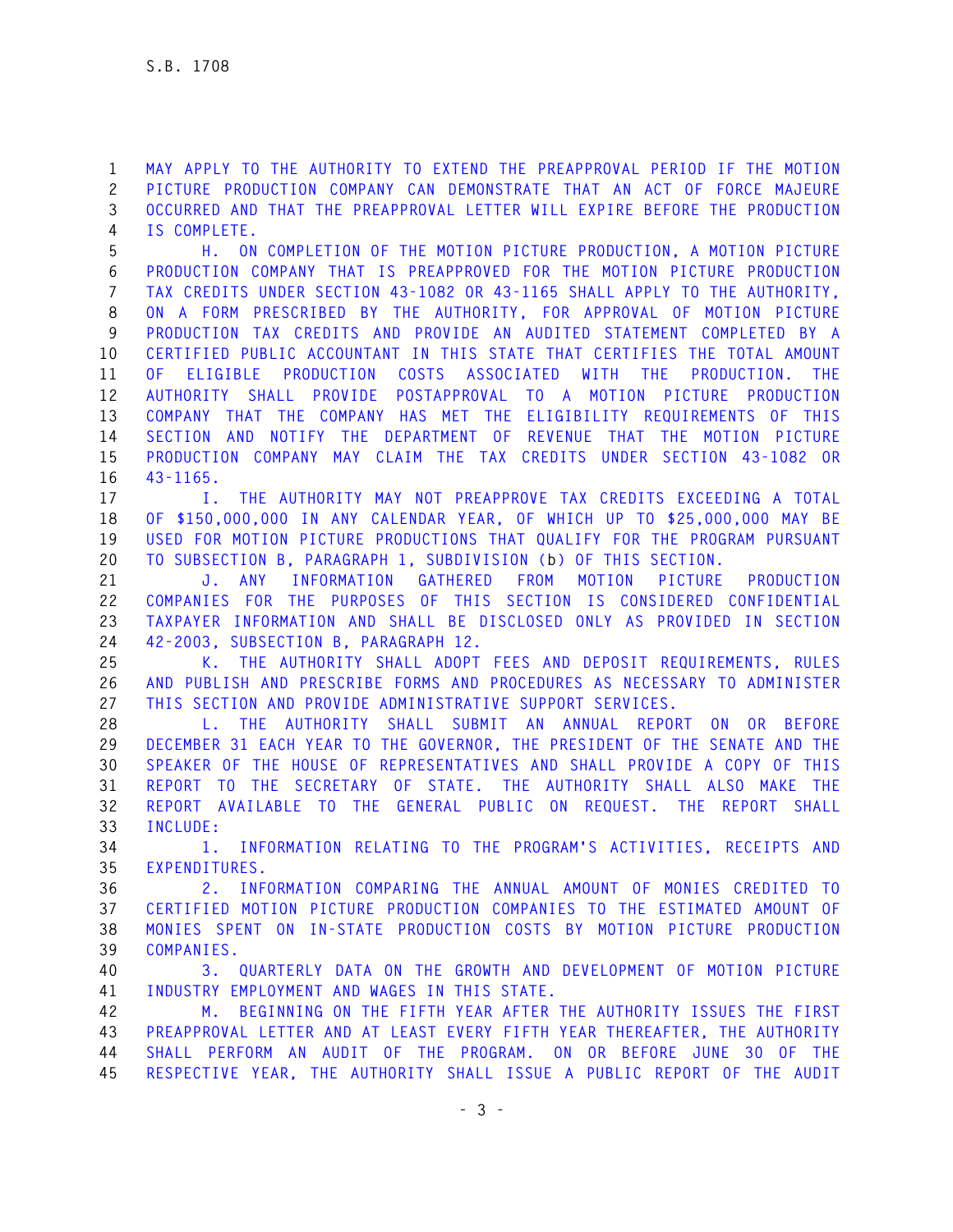MAY APPLY TO THE AUTHORITY TO EXTEND THE PREAPPROVAL PERIOD IF THE MOTION PICTURE PRODUCTION COMPANY CAN DEMONSTRATE THAT AN ACT OF FORCE MAJEURE OCCURRED AND THAT THE PREAPPROVAL LETTER WILL EXPIRE BEFORE THE PRODUCTION IS COMPLETE.

H. ON COMPLETION OF THE MOTION PICTURE PRODUCTION, A MOTION PICTURE PRODUCTION COMPANY THAT IS PREAPPROVED FOR THE MOTION PICTURE PRODUCTION TAX CREDITS UNDER SECTION 43-1082 OR 43-1165 SHALL APPLY TO THE AUTHORITY, ON A FORM PRESCRIBED BY THE AUTHORITY, FOR APPROVAL OF MOTION PICTURE PRODUCTION TAX CREDITS AND PROVIDE AN AUDITED STATEMENT COMPLETED BY A CERTIFIED PUBLIC ACCOUNTANT IN THIS STATE THAT CERTIFIES THE TOTAL AMOUNT OF ELIGIBLE PRODUCTION COSTS ASSOCIATED WITH THE PRODUCTION. THE AUTHORITY SHALL PROVIDE POSTAPPROVAL TO A MOTION PICTURE PRODUCTION COMPANY THAT THE COMPANY HAS MET THE ELIGIBILITY REQUIREMENTS OF THIS SECTION AND NOTIFY THE DEPARTMENT OF REVENUE THAT THE MOTION PICTURE PRODUCTION COMPANY MAY CLAIM THE TAX CREDITS UNDER SECTION 43-1082 OR 43-1165.

I. THE AUTHORITY MAY NOT PREAPPROVE TAX CREDITS EXCEEDING A TOTAL OF $150,000,000 IN ANY CALENDAR YEAR, OF WHICH UP TO $25,000,000 MAY BE USED FOR MOTION PICTURE PRODUCTIONS THAT QUALIFY FOR THE PROGRAM PURSUANT TO SUBSECTION B, PARAGRAPH 1, SUBDIVISION (b) OF THIS SECTION.

J. ANY INFORMATION GATHERED FROM MOTION PICTURE PRODUCTION COMPANIES FOR THE PURPOSES OF THIS SECTION IS CONSIDERED CONFIDENTIAL TAXPAYER INFORMATION AND SHALL BE DISCLOSED ONLY AS PROVIDED IN SECTION 42-2003, SUBSECTION B, PARAGRAPH 12.

K. THE AUTHORITY SHALL ADOPT FEES AND DEPOSIT REQUIREMENTS, RULES AND PUBLISH AND PRESCRIBE FORMS AND PROCEDURES AS NECESSARY TO ADMINISTER THIS SECTION AND PROVIDE ADMINISTRATIVE SUPPORT SERVICES.

L. THE AUTHORITY SHALL SUBMIT AN ANNUAL REPORT ON OR BEFORE DECEMBER 31 EACH YEAR TO THE GOVERNOR, THE PRESIDENT OF THE SENATE AND THE SPEAKER OF THE HOUSE OF REPRESENTATIVES AND SHALL PROVIDE A COPY OF THIS REPORT TO THE SECRETARY OF STATE. THE AUTHORITY SHALL ALSO MAKE THE REPORT AVAILABLE TO THE GENERAL PUBLIC ON REQUEST. THE REPORT SHALL INCLUDE:

1. INFORMATION RELATING TO THE PROGRAM'S ACTIVITIES, RECEIPTS AND EXPENDITURES.

2. INFORMATION COMPARING THE ANNUAL AMOUNT OF MONIES CREDITED TO CERTIFIED MOTION PICTURE PRODUCTION COMPANIES TO THE ESTIMATED AMOUNT OF MONIES SPENT ON IN-STATE PRODUCTION COSTS BY MOTION PICTURE PRODUCTION COMPANIES.

3. QUARTERLY DATA ON THE GROWTH AND DEVELOPMENT OF MOTION PICTURE INDUSTRY EMPLOYMENT AND WAGES IN THIS STATE.

M. BEGINNING ON THE FIFTH YEAR AFTER THE AUTHORITY ISSUES THE FIRST PREAPPROVAL LETTER AND AT LEAST EVERY FIFTH YEAR THEREAFTER, THE AUTHORITY SHALL PERFORM AN AUDIT OF THE PROGRAM. ON OR BEFORE JUNE 30 OF THE RESPECTIVE YEAR, THE AUTHORITY SHALL ISSUE A PUBLIC REPORT OF THE AUDIT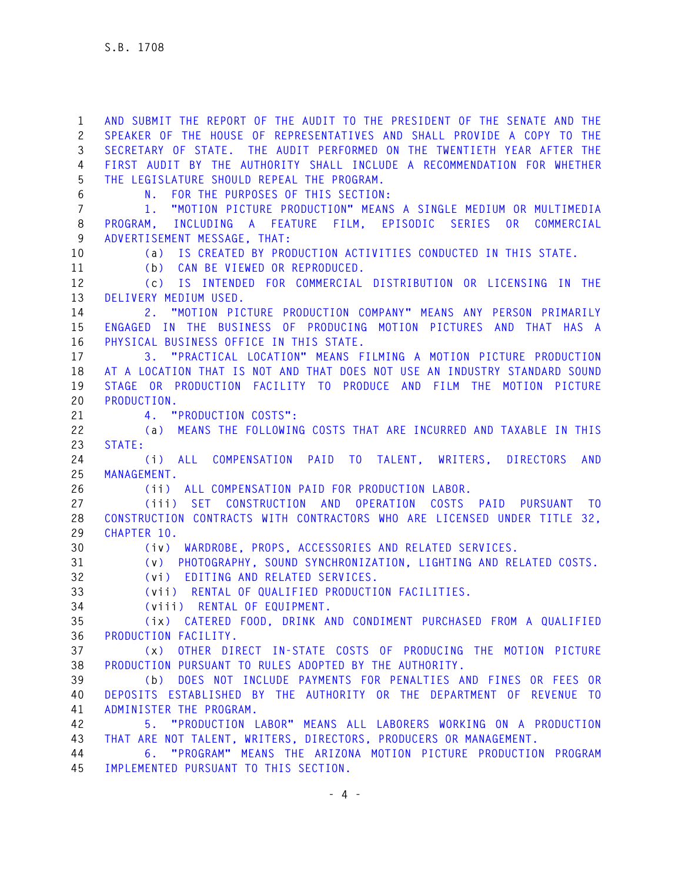AND SUBMIT THE REPORT OF THE AUDIT TO THE PRESIDENT OF THE SENATE AND THE SPEAKER OF THE HOUSE OF REPRESENTATIVES AND SHALL PROVIDE A COPY TO THE SECRETARY OF STATE. THE AUDIT PERFORMED ON THE TWENTIETH YEAR AFTER THE FIRST AUDIT BY THE AUTHORITY SHALL INCLUDE A RECOMMENDATION FOR WHETHER THE LEGISLATURE SHOULD REPEAL THE PROGRAM.

N. FOR THE PURPOSES OF THIS SECTION:

1. "MOTION PICTURE PRODUCTION" MEANS A SINGLE MEDIUM OR MULTIMEDIA PROGRAM, INCLUDING A FEATURE FILM, EPISODIC SERIES OR COMMERCIAL ADVERTISEMENT MESSAGE, THAT:

(a) IS CREATED BY PRODUCTION ACTIVITIES CONDUCTED IN THIS STATE.

(b) CAN BE VIEWED OR REPRODUCED.

(c) IS INTENDED FOR COMMERCIAL DISTRIBUTION OR LICENSING IN THE DELIVERY MEDIUM USED.

2. "MOTION PICTURE PRODUCTION COMPANY" MEANS ANY PERSON PRIMARILY ENGAGED IN THE BUSINESS OF PRODUCING MOTION PICTURES AND THAT HAS A PHYSICAL BUSINESS OFFICE IN THIS STATE.

3. "PRACTICAL LOCATION" MEANS FILMING A MOTION PICTURE PRODUCTION AT A LOCATION THAT IS NOT AND THAT DOES NOT USE AN INDUSTRY STANDARD SOUND STAGE OR PRODUCTION FACILITY TO PRODUCE AND FILM THE MOTION PICTURE PRODUCTION.

4. "PRODUCTION COSTS":

(a) MEANS THE FOLLOWING COSTS THAT ARE INCURRED AND TAXABLE IN THIS STATE:

(i) ALL COMPENSATION PAID TO TALENT, WRITERS, DIRECTORS AND MANAGEMENT.

(ii) ALL COMPENSATION PAID FOR PRODUCTION LABOR.

(iii) SET CONSTRUCTION AND OPERATION COSTS PAID PURSUANT TO CONSTRUCTION CONTRACTS WITH CONTRACTORS WHO ARE LICENSED UNDER TITLE 32, CHAPTER 10.

(iv) WARDROBE, PROPS, ACCESSORIES AND RELATED SERVICES.

(v) PHOTOGRAPHY, SOUND SYNCHRONIZATION, LIGHTING AND RELATED COSTS.

(vi) EDITING AND RELATED SERVICES.

(vii) RENTAL OF QUALIFIED PRODUCTION FACILITIES.

(viii) RENTAL OF EQUIPMENT.

(ix) CATERED FOOD, DRINK AND CONDIMENT PURCHASED FROM A QUALIFIED PRODUCTION FACILITY.

(x) OTHER DIRECT IN-STATE COSTS OF PRODUCING THE MOTION PICTURE PRODUCTION PURSUANT TO RULES ADOPTED BY THE AUTHORITY.

(b) DOES NOT INCLUDE PAYMENTS FOR PENALTIES AND FINES OR FEES OR DEPOSITS ESTABLISHED BY THE AUTHORITY OR THE DEPARTMENT OF REVENUE TO ADMINISTER THE PROGRAM.

5. "PRODUCTION LABOR" MEANS ALL LABORERS WORKING ON A PRODUCTION THAT ARE NOT TALENT, WRITERS, DIRECTORS, PRODUCERS OR MANAGEMENT.

6. "PROGRAM" MEANS THE ARIZONA MOTION PICTURE PRODUCTION PROGRAM IMPLEMENTED PURSUANT TO THIS SECTION.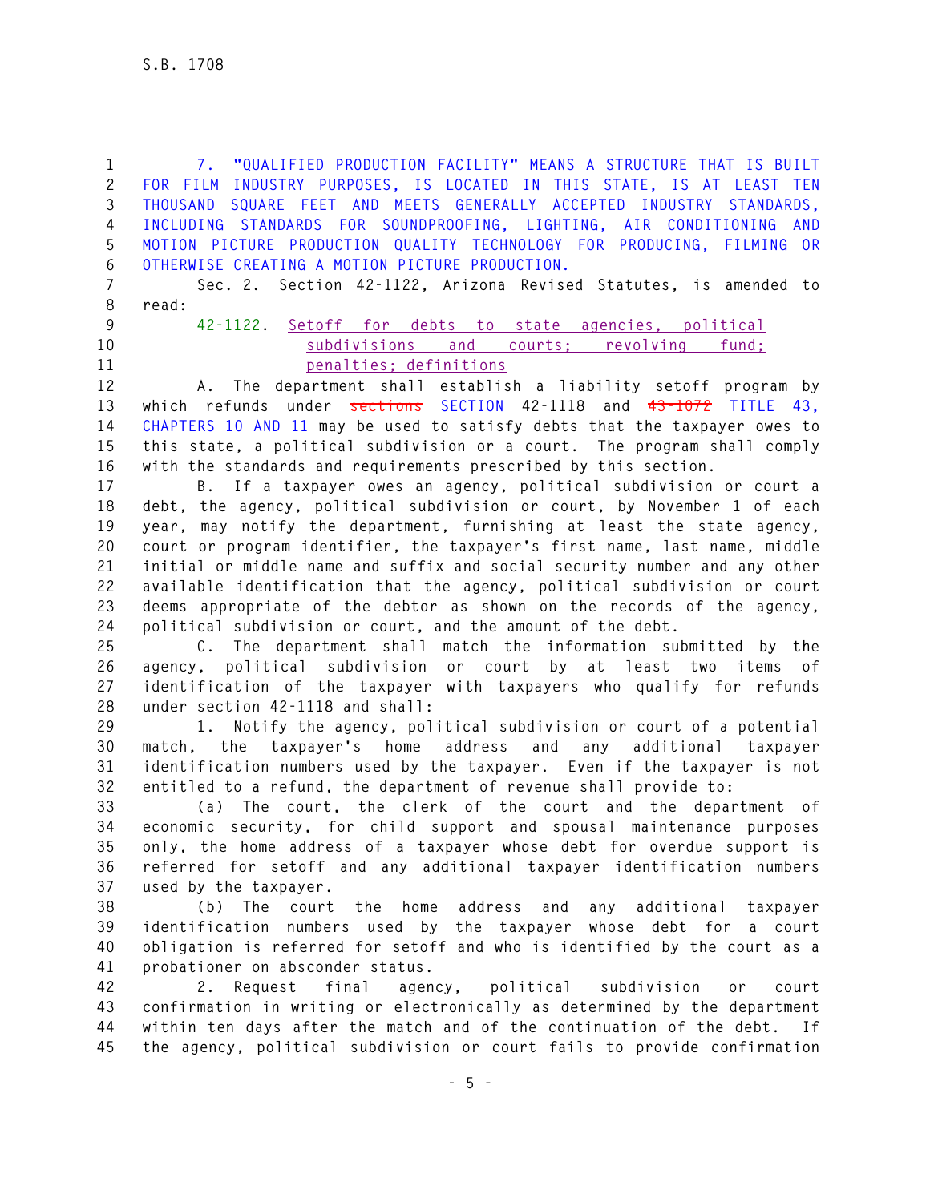7. "QUALIFIED PRODUCTION FACILITY" MEANS A STRUCTURE THAT IS BUILT FOR FILM INDUSTRY PURPOSES, IS LOCATED IN THIS STATE, IS AT LEAST TEN THOUSAND SQUARE FEET AND MEETS GENERALLY ACCEPTED INDUSTRY STANDARDS, INCLUDING STANDARDS FOR SOUNDPROOFING, LIGHTING, AIR CONDITIONING AND MOTION PICTURE PRODUCTION QUALITY TECHNOLOGY FOR PRODUCING, FILMING OR OTHERWISE CREATING A MOTION PICTURE PRODUCTION.

Sec. 2. Section 42-1122, Arizona Revised Statutes, is amended to read:

42-1122. Setoff for debts to state agencies, political subdivisions and courts; revolving fund; penalties; definitions

A. The department shall establish a liability setoff program by which refunds under ~~sections~~ SECTION 42-1118 and ~~43-1072~~ TITLE 43, CHAPTERS 10 AND 11 may be used to satisfy debts that the taxpayer owes to this state, a political subdivision or a court. The program shall comply with the standards and requirements prescribed by this section.

B. If a taxpayer owes an agency, political subdivision or court a debt, the agency, political subdivision or court, by November 1 of each year, may notify the department, furnishing at least the state agency, court or program identifier, the taxpayer's first name, last name, middle initial or middle name and suffix and social security number and any other available identification that the agency, political subdivision or court deems appropriate of the debtor as shown on the records of the agency, political subdivision or court, and the amount of the debt.

C. The department shall match the information submitted by the agency, political subdivision or court by at least two items of identification of the taxpayer with taxpayers who qualify for refunds under section 42-1118 and shall:

1. Notify the agency, political subdivision or court of a potential match, the taxpayer's home address and any additional taxpayer identification numbers used by the taxpayer. Even if the taxpayer is not entitled to a refund, the department of revenue shall provide to:

(a) The court, the clerk of the court and the department of economic security, for child support and spousal maintenance purposes only, the home address of a taxpayer whose debt for overdue support is referred for setoff and any additional taxpayer identification numbers used by the taxpayer.

(b) The court the home address and any additional taxpayer identification numbers used by the taxpayer whose debt for a court obligation is referred for setoff and who is identified by the court as a probationer on absconder status.

2. Request final agency, political subdivision or court confirmation in writing or electronically as determined by the department within ten days after the match and of the continuation of the debt. If the agency, political subdivision or court fails to provide confirmation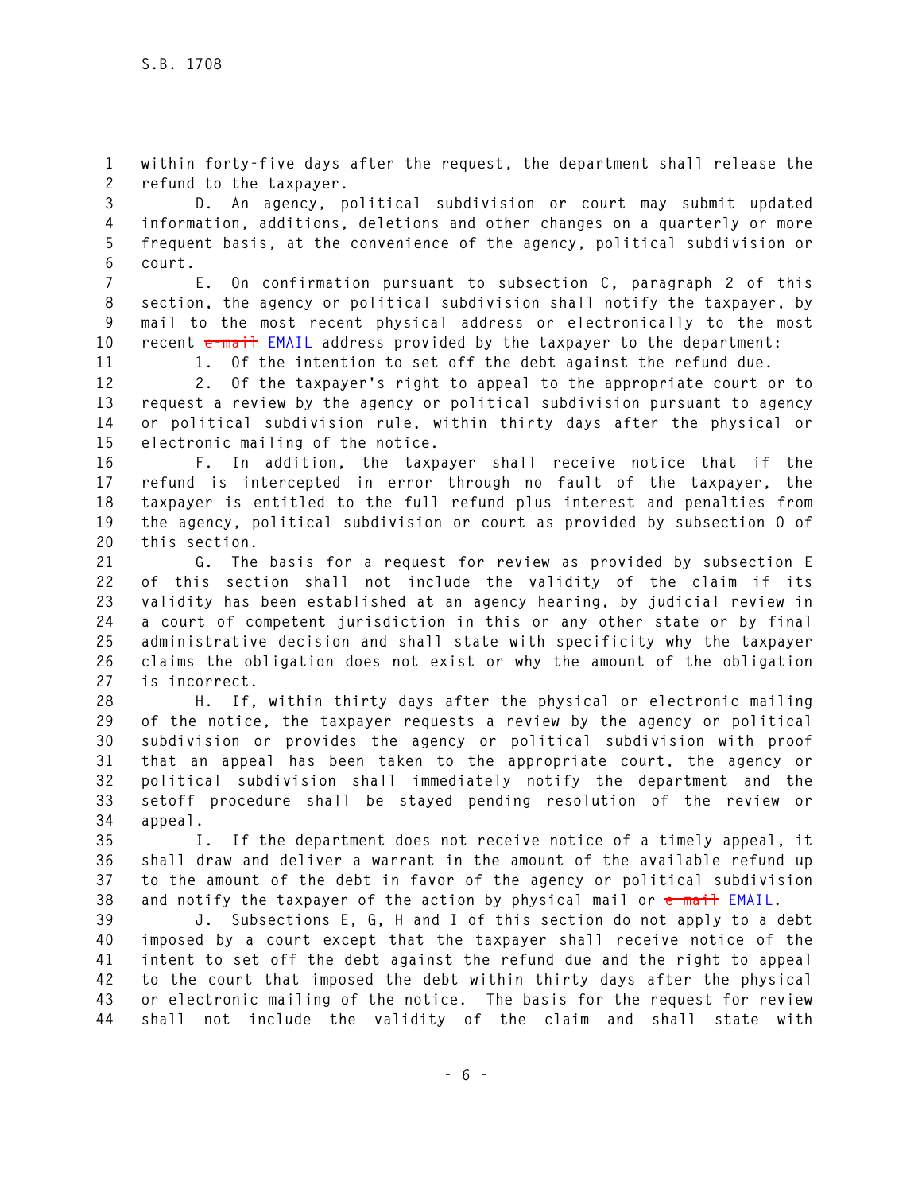within forty-five days after the request, the department shall release the refund to the taxpayer.

D. An agency, political subdivision or court may submit updated information, additions, deletions and other changes on a quarterly or more frequent basis, at the convenience of the agency, political subdivision or court.

E. On confirmation pursuant to subsection C, paragraph 2 of this section, the agency or political subdivision shall notify the taxpayer, by mail to the most recent physical address or electronically to the most recent ~~e-mail~~ EMAIL address provided by the taxpayer to the department:

1. Of the intention to set off the debt against the refund due.

2. Of the taxpayer's right to appeal to the appropriate court or to request a review by the agency or political subdivision pursuant to agency or political subdivision rule, within thirty days after the physical or electronic mailing of the notice.

F. In addition, the taxpayer shall receive notice that if the refund is intercepted in error through no fault of the taxpayer, the taxpayer is entitled to the full refund plus interest and penalties from the agency, political subdivision or court as provided by subsection O of this section.

G. The basis for a request for review as provided by subsection E of this section shall not include the validity of the claim if its validity has been established at an agency hearing, by judicial review in a court of competent jurisdiction in this or any other state or by final administrative decision and shall state with specificity why the taxpayer claims the obligation does not exist or why the amount of the obligation is incorrect.

H. If, within thirty days after the physical or electronic mailing of the notice, the taxpayer requests a review by the agency or political subdivision or provides the agency or political subdivision with proof that an appeal has been taken to the appropriate court, the agency or political subdivision shall immediately notify the department and the setoff procedure shall be stayed pending resolution of the review or appeal.

I. If the department does not receive notice of a timely appeal, it shall draw and deliver a warrant in the amount of the available refund up to the amount of the debt in favor of the agency or political subdivision and notify the taxpayer of the action by physical mail or ~~e-mail~~ EMAIL.

J. Subsections E, G, H and I of this section do not apply to a debt imposed by a court except that the taxpayer shall receive notice of the intent to set off the debt against the refund due and the right to appeal to the court that imposed the debt within thirty days after the physical or electronic mailing of the notice. The basis for the request for review shall not include the validity of the claim and shall state with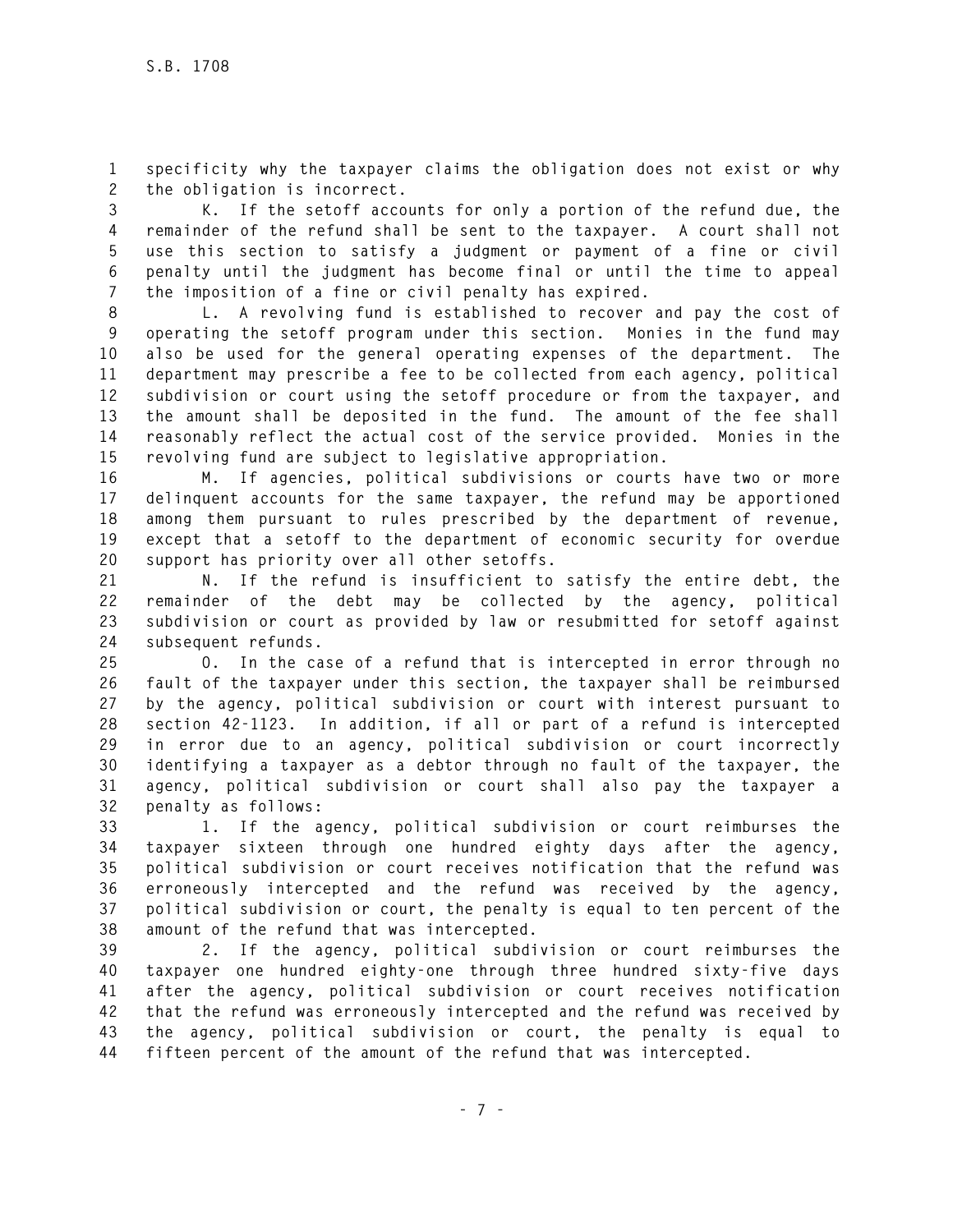specificity why the taxpayer claims the obligation does not exist or why the obligation is incorrect.

K. If the setoff accounts for only a portion of the refund due, the remainder of the refund shall be sent to the taxpayer. A court shall not use this section to satisfy a judgment or payment of a fine or civil penalty until the judgment has become final or until the time to appeal the imposition of a fine or civil penalty has expired.

L. A revolving fund is established to recover and pay the cost of operating the setoff program under this section. Monies in the fund may also be used for the general operating expenses of the department. The department may prescribe a fee to be collected from each agency, political subdivision or court using the setoff procedure or from the taxpayer, and the amount shall be deposited in the fund. The amount of the fee shall reasonably reflect the actual cost of the service provided. Monies in the revolving fund are subject to legislative appropriation.

M. If agencies, political subdivisions or courts have two or more delinquent accounts for the same taxpayer, the refund may be apportioned among them pursuant to rules prescribed by the department of revenue, except that a setoff to the department of economic security for overdue support has priority over all other setoffs.

N. If the refund is insufficient to satisfy the entire debt, the remainder of the debt may be collected by the agency, political subdivision or court as provided by law or resubmitted for setoff against subsequent refunds.

O. In the case of a refund that is intercepted in error through no fault of the taxpayer under this section, the taxpayer shall be reimbursed by the agency, political subdivision or court with interest pursuant to section 42-1123. In addition, if all or part of a refund is intercepted in error due to an agency, political subdivision or court incorrectly identifying a taxpayer as a debtor through no fault of the taxpayer, the agency, political subdivision or court shall also pay the taxpayer a penalty as follows:

1. If the agency, political subdivision or court reimburses the taxpayer sixteen through one hundred eighty days after the agency, political subdivision or court receives notification that the refund was erroneously intercepted and the refund was received by the agency, political subdivision or court, the penalty is equal to ten percent of the amount of the refund that was intercepted.

2. If the agency, political subdivision or court reimburses the taxpayer one hundred eighty-one through three hundred sixty-five days after the agency, political subdivision or court receives notification that the refund was erroneously intercepted and the refund was received by the agency, political subdivision or court, the penalty is equal to fifteen percent of the amount of the refund that was intercepted.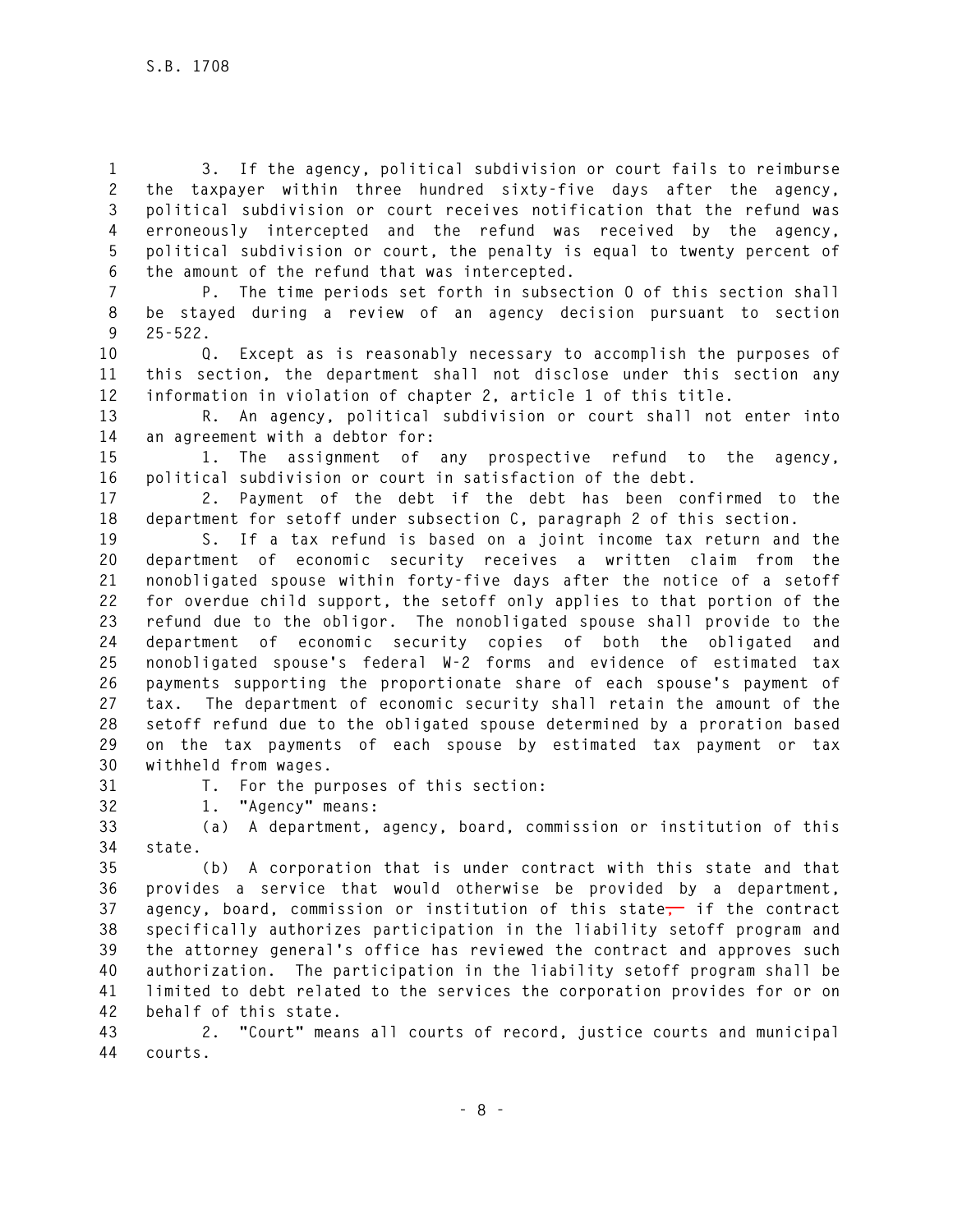3. If the agency, political subdivision or court fails to reimburse the taxpayer within three hundred sixty-five days after the agency, political subdivision or court receives notification that the refund was erroneously intercepted and the refund was received by the agency, political subdivision or court, the penalty is equal to twenty percent of the amount of the refund that was intercepted.

P. The time periods set forth in subsection O of this section shall be stayed during a review of an agency decision pursuant to section 25-522.

Q. Except as is reasonably necessary to accomplish the purposes of this section, the department shall not disclose under this section any information in violation of chapter 2, article 1 of this title.

R. An agency, political subdivision or court shall not enter into an agreement with a debtor for:

1. The assignment of any prospective refund to the agency, political subdivision or court in satisfaction of the debt.

2. Payment of the debt if the debt has been confirmed to the department for setoff under subsection C, paragraph 2 of this section.

S. If a tax refund is based on a joint income tax return and the department of economic security receives a written claim from the nonobligated spouse within forty-five days after the notice of a setoff for overdue child support, the setoff only applies to that portion of the refund due to the obligor. The nonobligated spouse shall provide to the department of economic security copies of both the obligated and nonobligated spouse's federal W-2 forms and evidence of estimated tax payments supporting the proportionate share of each spouse's payment of tax. The department of economic security shall retain the amount of the setoff refund due to the obligated spouse determined by a proration based on the tax payments of each spouse by estimated tax payment or tax withheld from wages.

T. For the purposes of this section:

1. "Agency" means:

(a) A department, agency, board, commission or institution of this state.

(b) A corporation that is under contract with this state and that provides a service that would otherwise be provided by a department, agency, board, commission or institution of this state~~,~~ if the contract specifically authorizes participation in the liability setoff program and the attorney general's office has reviewed the contract and approves such authorization. The participation in the liability setoff program shall be limited to debt related to the services the corporation provides for or on behalf of this state.

2. "Court" means all courts of record, justice courts and municipal courts.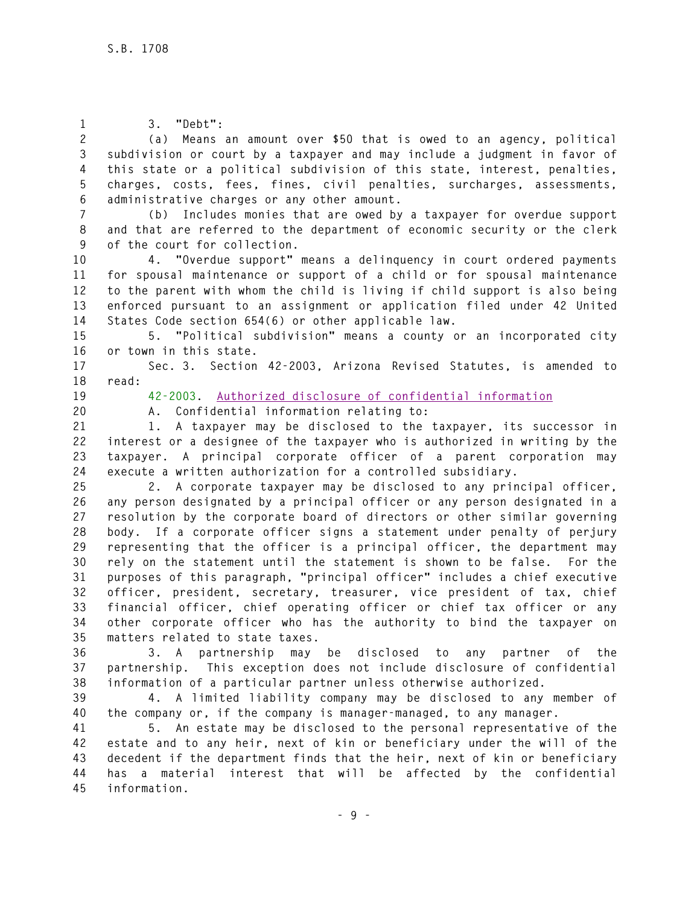3. "Debt":

(a) Means an amount over $50 that is owed to an agency, political subdivision or court by a taxpayer and may include a judgment in favor of this state or a political subdivision of this state, interest, penalties, charges, costs, fees, fines, civil penalties, surcharges, assessments, administrative charges or any other amount.

(b) Includes monies that are owed by a taxpayer for overdue support and that are referred to the department of economic security or the clerk of the court for collection.

4. "Overdue support" means a delinquency in court ordered payments for spousal maintenance or support of a child or for spousal maintenance to the parent with whom the child is living if child support is also being enforced pursuant to an assignment or application filed under 42 United States Code section 654(6) or other applicable law.

5. "Political subdivision" means a county or an incorporated city or town in this state.

Sec. 3. Section 42-2003, Arizona Revised Statutes, is amended to read:

42-2003. Authorized disclosure of confidential information

A. Confidential information relating to:

1. A taxpayer may be disclosed to the taxpayer, its successor in interest or a designee of the taxpayer who is authorized in writing by the taxpayer. A principal corporate officer of a parent corporation may execute a written authorization for a controlled subsidiary.

2. A corporate taxpayer may be disclosed to any principal officer, any person designated by a principal officer or any person designated in a resolution by the corporate board of directors or other similar governing body. If a corporate officer signs a statement under penalty of perjury representing that the officer is a principal officer, the department may rely on the statement until the statement is shown to be false. For the purposes of this paragraph, "principal officer" includes a chief executive officer, president, secretary, treasurer, vice president of tax, chief financial officer, chief operating officer or chief tax officer or any other corporate officer who has the authority to bind the taxpayer on matters related to state taxes.

3. A partnership may be disclosed to any partner of the partnership. This exception does not include disclosure of confidential information of a particular partner unless otherwise authorized.

4. A limited liability company may be disclosed to any member of the company or, if the company is manager-managed, to any manager.

5. An estate may be disclosed to the personal representative of the estate and to any heir, next of kin or beneficiary under the will of the decedent if the department finds that the heir, next of kin or beneficiary has a material interest that will be affected by the confidential information.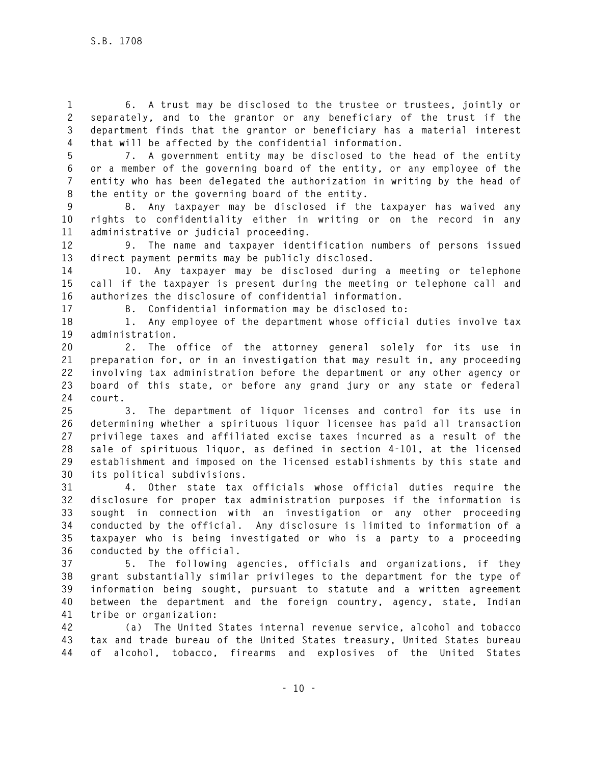6. A trust may be disclosed to the trustee or trustees, jointly or separately, and to the grantor or any beneficiary of the trust if the department finds that the grantor or beneficiary has a material interest that will be affected by the confidential information.

7. A government entity may be disclosed to the head of the entity or a member of the governing board of the entity, or any employee of the entity who has been delegated the authorization in writing by the head of the entity or the governing board of the entity.

8. Any taxpayer may be disclosed if the taxpayer has waived any rights to confidentiality either in writing or on the record in any administrative or judicial proceeding.

9. The name and taxpayer identification numbers of persons issued direct payment permits may be publicly disclosed.

10. Any taxpayer may be disclosed during a meeting or telephone call if the taxpayer is present during the meeting or telephone call and authorizes the disclosure of confidential information.

B. Confidential information may be disclosed to:

1. Any employee of the department whose official duties involve tax administration.

2. The office of the attorney general solely for its use in preparation for, or in an investigation that may result in, any proceeding involving tax administration before the department or any other agency or board of this state, or before any grand jury or any state or federal court.

3. The department of liquor licenses and control for its use in determining whether a spirituous liquor licensee has paid all transaction privilege taxes and affiliated excise taxes incurred as a result of the sale of spirituous liquor, as defined in section 4-101, at the licensed establishment and imposed on the licensed establishments by this state and its political subdivisions.

4. Other state tax officials whose official duties require the disclosure for proper tax administration purposes if the information is sought in connection with an investigation or any other proceeding conducted by the official. Any disclosure is limited to information of a taxpayer who is being investigated or who is a party to a proceeding conducted by the official.

5. The following agencies, officials and organizations, if they grant substantially similar privileges to the department for the type of information being sought, pursuant to statute and a written agreement between the department and the foreign country, agency, state, Indian tribe or organization:

(a) The United States internal revenue service, alcohol and tobacco tax and trade bureau of the United States treasury, United States bureau of alcohol, tobacco, firearms and explosives of the United States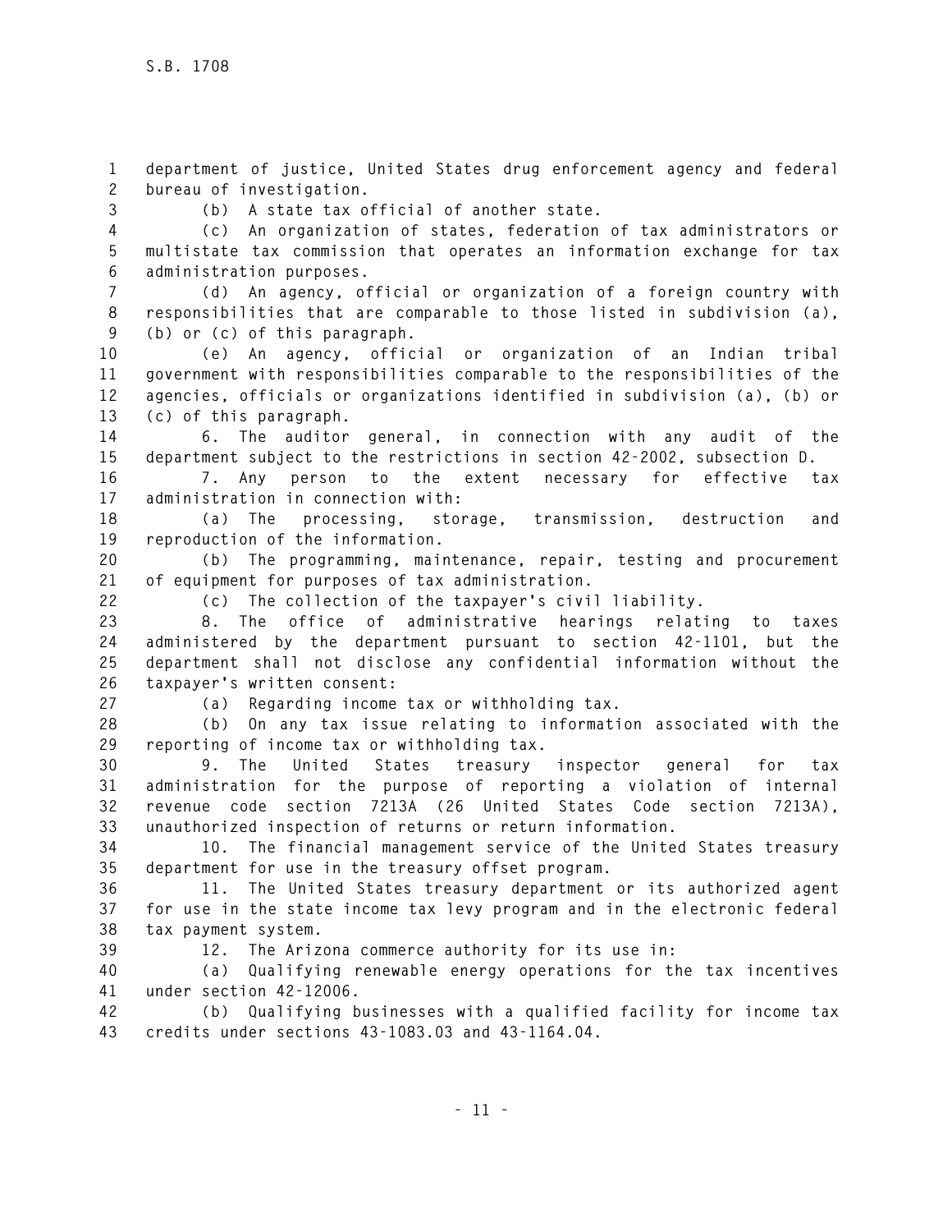department of justice, United States drug enforcement agency and federal bureau of investigation.

(b) A state tax official of another state.

(c) An organization of states, federation of tax administrators or multistate tax commission that operates an information exchange for tax administration purposes.

(d) An agency, official or organization of a foreign country with responsibilities that are comparable to those listed in subdivision (a), (b) or (c) of this paragraph.

(e) An agency, official or organization of an Indian tribal government with responsibilities comparable to the responsibilities of the agencies, officials or organizations identified in subdivision (a), (b) or (c) of this paragraph.

6. The auditor general, in connection with any audit of the department subject to the restrictions in section 42-2002, subsection D.

7. Any person to the extent necessary for effective tax administration in connection with:

(a) The processing, storage, transmission, destruction and reproduction of the information.

(b) The programming, maintenance, repair, testing and procurement of equipment for purposes of tax administration.

(c) The collection of the taxpayer's civil liability.

8. The office of administrative hearings relating to taxes administered by the department pursuant to section 42-1101, but the department shall not disclose any confidential information without the taxpayer's written consent:

(a) Regarding income tax or withholding tax.

(b) On any tax issue relating to information associated with the reporting of income tax or withholding tax.

9. The United States treasury inspector general for tax administration for the purpose of reporting a violation of internal revenue code section 7213A (26 United States Code section 7213A), unauthorized inspection of returns or return information.

10. The financial management service of the United States treasury department for use in the treasury offset program.

11. The United States treasury department or its authorized agent for use in the state income tax levy program and in the electronic federal tax payment system.

12. The Arizona commerce authority for its use in:

(a) Qualifying renewable energy operations for the tax incentives under section 42-12006.

(b) Qualifying businesses with a qualified facility for income tax credits under sections 43-1083.03 and 43-1164.04.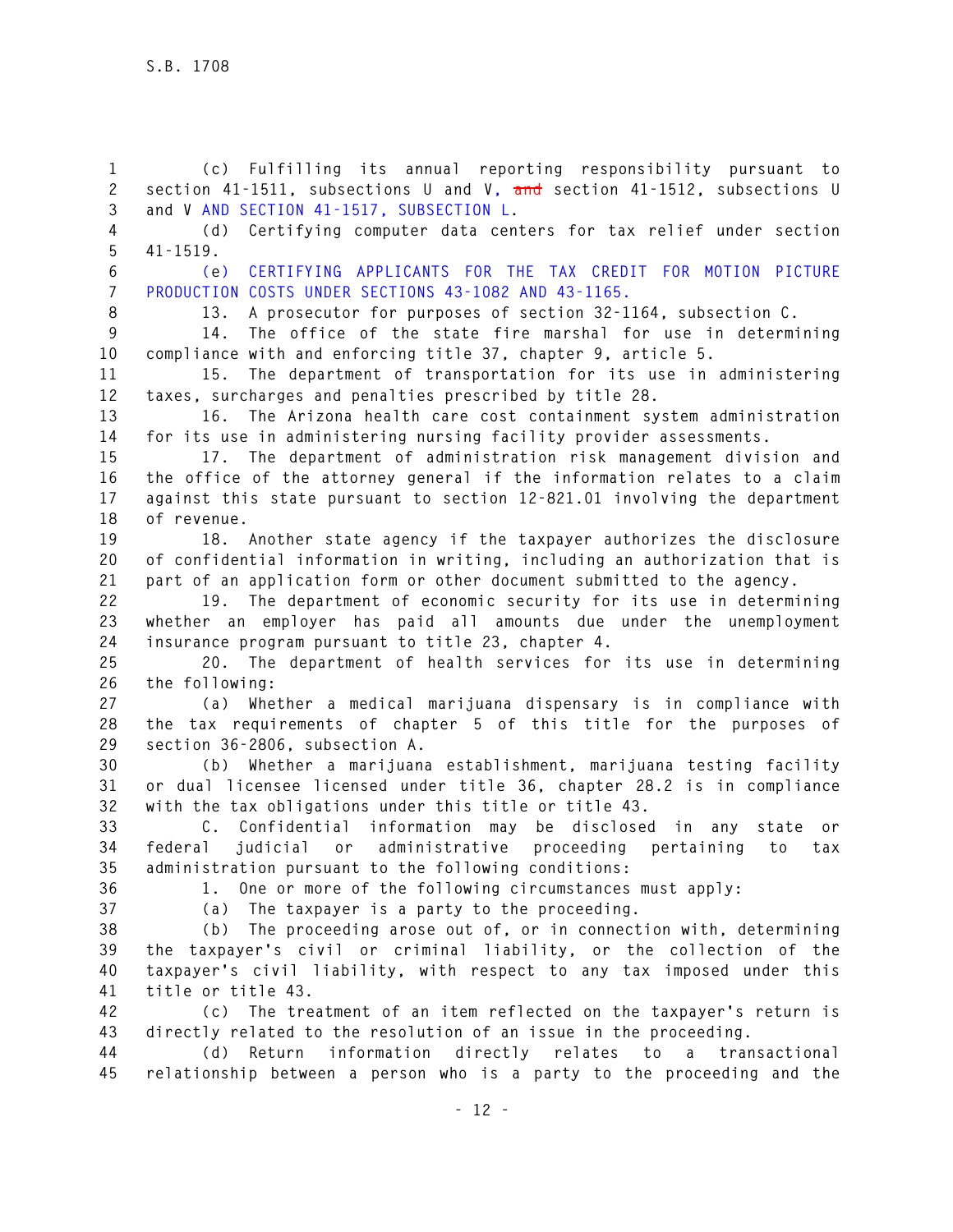(c) Fulfilling its annual reporting responsibility pursuant to section 41-1511, subsections U and V, ~~and~~ section 41-1512, subsections U and V AND SECTION 41-1517, SUBSECTION L.

(d) Certifying computer data centers for tax relief under section 41-1519.

(e) CERTIFYING APPLICANTS FOR THE TAX CREDIT FOR MOTION PICTURE PRODUCTION COSTS UNDER SECTIONS 43-1082 AND 43-1165.

13. A prosecutor for purposes of section 32-1164, subsection C.

14. The office of the state fire marshal for use in determining compliance with and enforcing title 37, chapter 9, article 5.

15. The department of transportation for its use in administering taxes, surcharges and penalties prescribed by title 28.

16. The Arizona health care cost containment system administration for its use in administering nursing facility provider assessments.

17. The department of administration risk management division and the office of the attorney general if the information relates to a claim against this state pursuant to section 12-821.01 involving the department of revenue.

18. Another state agency if the taxpayer authorizes the disclosure of confidential information in writing, including an authorization that is part of an application form or other document submitted to the agency.

19. The department of economic security for its use in determining whether an employer has paid all amounts due under the unemployment insurance program pursuant to title 23, chapter 4.

20. The department of health services for its use in determining the following:

(a) Whether a medical marijuana dispensary is in compliance with the tax requirements of chapter 5 of this title for the purposes of section 36-2806, subsection A.

(b) Whether a marijuana establishment, marijuana testing facility or dual licensee licensed under title 36, chapter 28.2 is in compliance with the tax obligations under this title or title 43.

C. Confidential information may be disclosed in any state or federal judicial or administrative proceeding pertaining to tax administration pursuant to the following conditions:

1. One or more of the following circumstances must apply:

(a) The taxpayer is a party to the proceeding.

(b) The proceeding arose out of, or in connection with, determining the taxpayer's civil or criminal liability, or the collection of the taxpayer's civil liability, with respect to any tax imposed under this title or title 43.

(c) The treatment of an item reflected on the taxpayer's return is directly related to the resolution of an issue in the proceeding.

(d) Return information directly relates to a transactional relationship between a person who is a party to the proceeding and the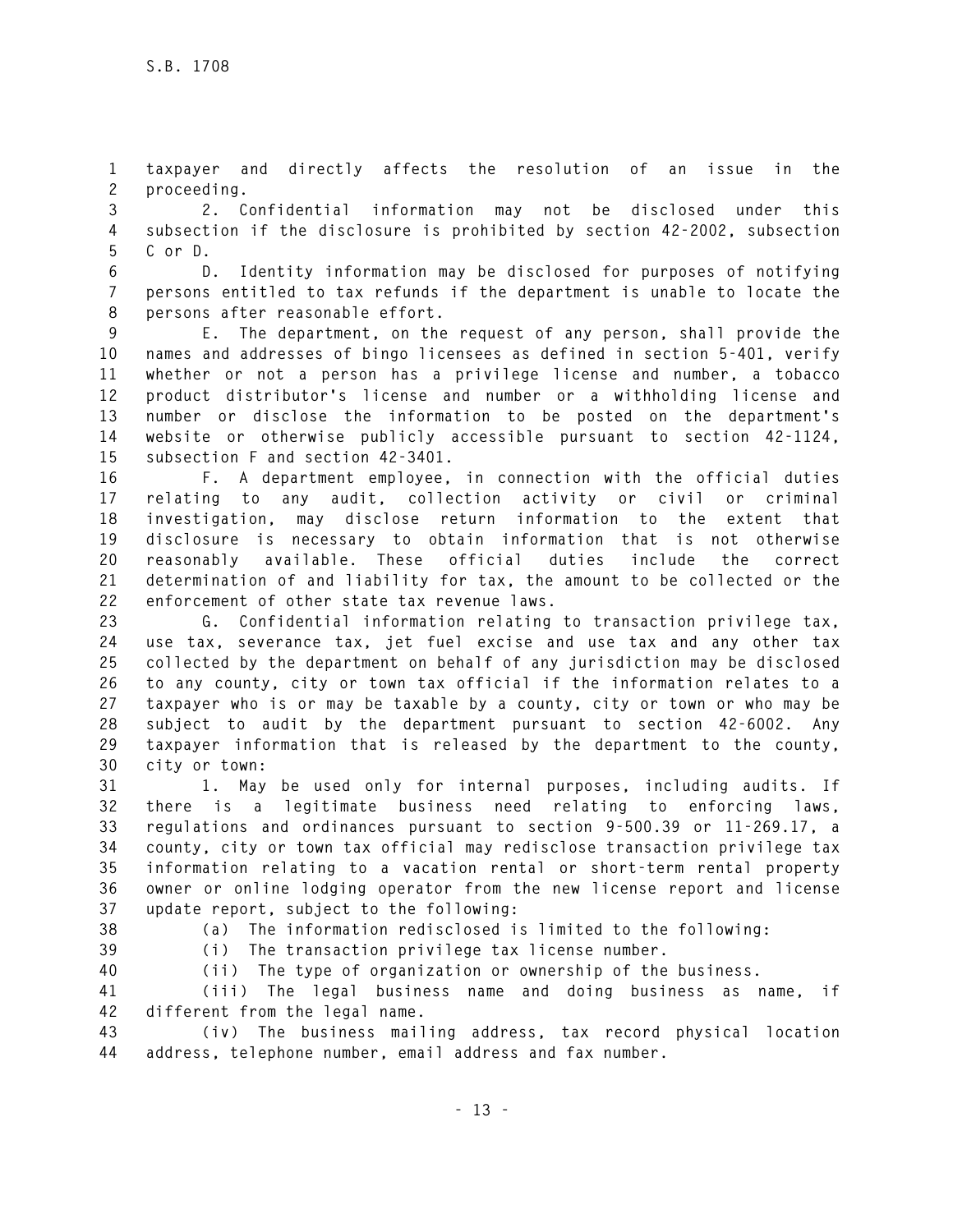taxpayer and directly affects the resolution of an issue in the proceeding.

2. Confidential information may not be disclosed under this subsection if the disclosure is prohibited by section 42-2002, subsection C or D.

D. Identity information may be disclosed for purposes of notifying persons entitled to tax refunds if the department is unable to locate the persons after reasonable effort.

E. The department, on the request of any person, shall provide the names and addresses of bingo licensees as defined in section 5-401, verify whether or not a person has a privilege license and number, a tobacco product distributor's license and number or a withholding license and number or disclose the information to be posted on the department's website or otherwise publicly accessible pursuant to section 42-1124, subsection F and section 42-3401.

F. A department employee, in connection with the official duties relating to any audit, collection activity or civil or criminal investigation, may disclose return information to the extent that disclosure is necessary to obtain information that is not otherwise reasonably available. These official duties include the correct determination of and liability for tax, the amount to be collected or the enforcement of other state tax revenue laws.

G. Confidential information relating to transaction privilege tax, use tax, severance tax, jet fuel excise and use tax and any other tax collected by the department on behalf of any jurisdiction may be disclosed to any county, city or town tax official if the information relates to a taxpayer who is or may be taxable by a county, city or town or who may be subject to audit by the department pursuant to section 42-6002. Any taxpayer information that is released by the department to the county, city or town:

1. May be used only for internal purposes, including audits. If there is a legitimate business need relating to enforcing laws, regulations and ordinances pursuant to section 9-500.39 or 11-269.17, a county, city or town tax official may redisclose transaction privilege tax information relating to a vacation rental or short-term rental property owner or online lodging operator from the new license report and license update report, subject to the following:

(a) The information redisclosed is limited to the following:

(i) The transaction privilege tax license number.

(ii) The type of organization or ownership of the business.

(iii) The legal business name and doing business as name, if different from the legal name.

(iv) The business mailing address, tax record physical location address, telephone number, email address and fax number.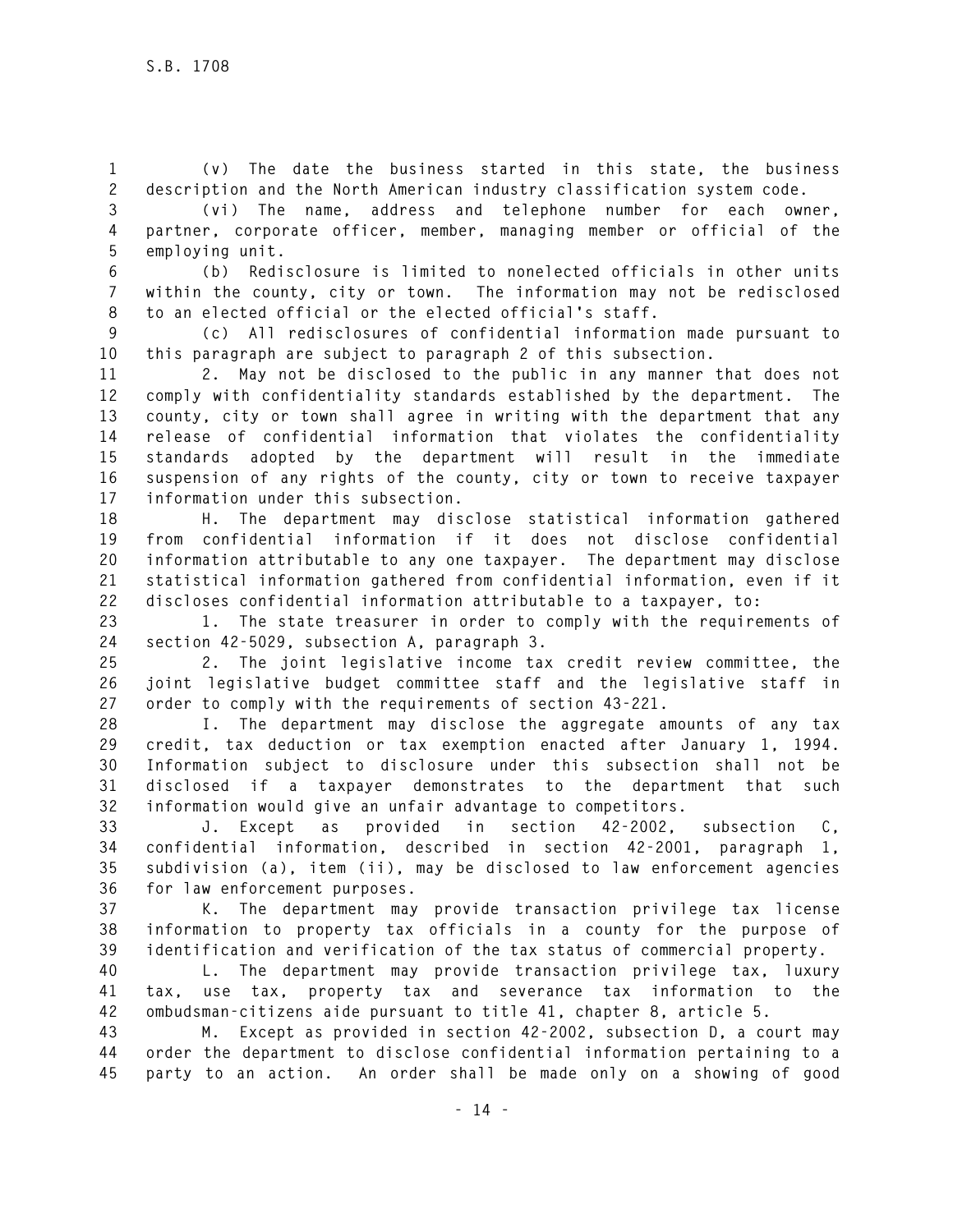(v) The date the business started in this state, the business description and the North American industry classification system code.

(vi) The name, address and telephone number for each owner, partner, corporate officer, member, managing member or official of the employing unit.

(b) Redisclosure is limited to nonelected officials in other units within the county, city or town. The information may not be redisclosed to an elected official or the elected official's staff.

(c) All redisclosures of confidential information made pursuant to this paragraph are subject to paragraph 2 of this subsection.

2. May not be disclosed to the public in any manner that does not comply with confidentiality standards established by the department. The county, city or town shall agree in writing with the department that any release of confidential information that violates the confidentiality standards adopted by the department will result in the immediate suspension of any rights of the county, city or town to receive taxpayer information under this subsection.

H. The department may disclose statistical information gathered from confidential information if it does not disclose confidential information attributable to any one taxpayer. The department may disclose statistical information gathered from confidential information, even if it discloses confidential information attributable to a taxpayer, to:

1. The state treasurer in order to comply with the requirements of section 42-5029, subsection A, paragraph 3.

2. The joint legislative income tax credit review committee, the joint legislative budget committee staff and the legislative staff in order to comply with the requirements of section 43-221.

I. The department may disclose the aggregate amounts of any tax credit, tax deduction or tax exemption enacted after January 1, 1994. Information subject to disclosure under this subsection shall not be disclosed if a taxpayer demonstrates to the department that such information would give an unfair advantage to competitors.

J. Except as provided in section 42-2002, subsection C, confidential information, described in section 42-2001, paragraph 1, subdivision (a), item (ii), may be disclosed to law enforcement agencies for law enforcement purposes.

K. The department may provide transaction privilege tax license information to property tax officials in a county for the purpose of identification and verification of the tax status of commercial property.

L. The department may provide transaction privilege tax, luxury tax, use tax, property tax and severance tax information to the ombudsman-citizens aide pursuant to title 41, chapter 8, article 5.

M. Except as provided in section 42-2002, subsection D, a court may order the department to disclose confidential information pertaining to a party to an action. An order shall be made only on a showing of good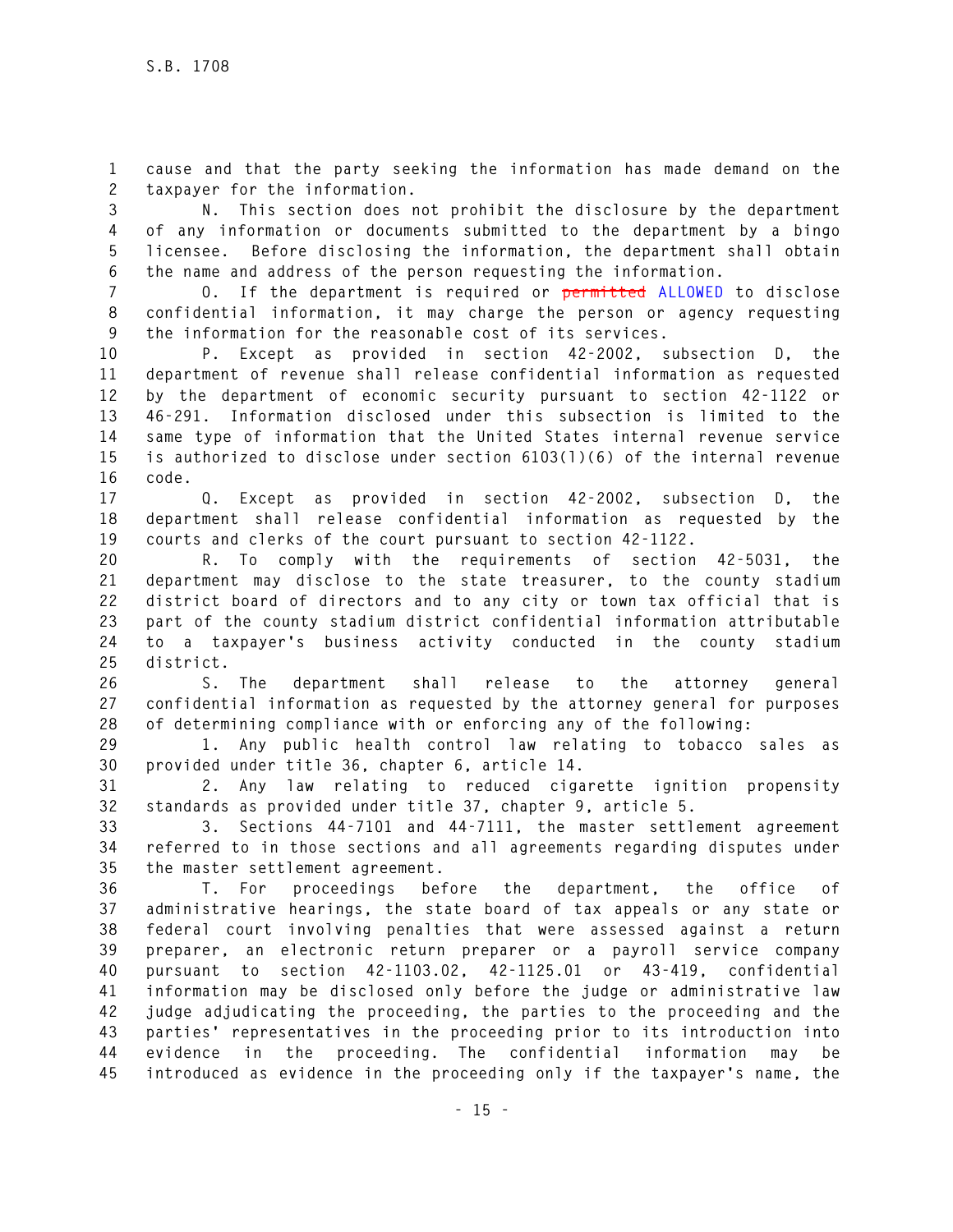cause and that the party seeking the information has made demand on the taxpayer for the information.

N. This section does not prohibit the disclosure by the department of any information or documents submitted to the department by a bingo licensee. Before disclosing the information, the department shall obtain the name and address of the person requesting the information.

O. If the department is required or ~~permitted~~ ALLOWED to disclose confidential information, it may charge the person or agency requesting the information for the reasonable cost of its services.

P. Except as provided in section 42-2002, subsection D, the department of revenue shall release confidential information as requested by the department of economic security pursuant to section 42-1122 or 46-291. Information disclosed under this subsection is limited to the same type of information that the United States internal revenue service is authorized to disclose under section 6103(l)(6) of the internal revenue code.

Q. Except as provided in section 42-2002, subsection D, the department shall release confidential information as requested by the courts and clerks of the court pursuant to section 42-1122.

R. To comply with the requirements of section 42-5031, the department may disclose to the state treasurer, to the county stadium district board of directors and to any city or town tax official that is part of the county stadium district confidential information attributable to a taxpayer's business activity conducted in the county stadium district.

S. The department shall release to the attorney general confidential information as requested by the attorney general for purposes of determining compliance with or enforcing any of the following:

1. Any public health control law relating to tobacco sales as provided under title 36, chapter 6, article 14.

2. Any law relating to reduced cigarette ignition propensity standards as provided under title 37, chapter 9, article 5.

3. Sections 44-7101 and 44-7111, the master settlement agreement referred to in those sections and all agreements regarding disputes under the master settlement agreement.

T. For proceedings before the department, the office of administrative hearings, the state board of tax appeals or any state or federal court involving penalties that were assessed against a return preparer, an electronic return preparer or a payroll service company pursuant to section 42-1103.02, 42-1125.01 or 43-419, confidential information may be disclosed only before the judge or administrative law judge adjudicating the proceeding, the parties to the proceeding and the parties' representatives in the proceeding prior to its introduction into evidence in the proceeding. The confidential information may be introduced as evidence in the proceeding only if the taxpayer's name, the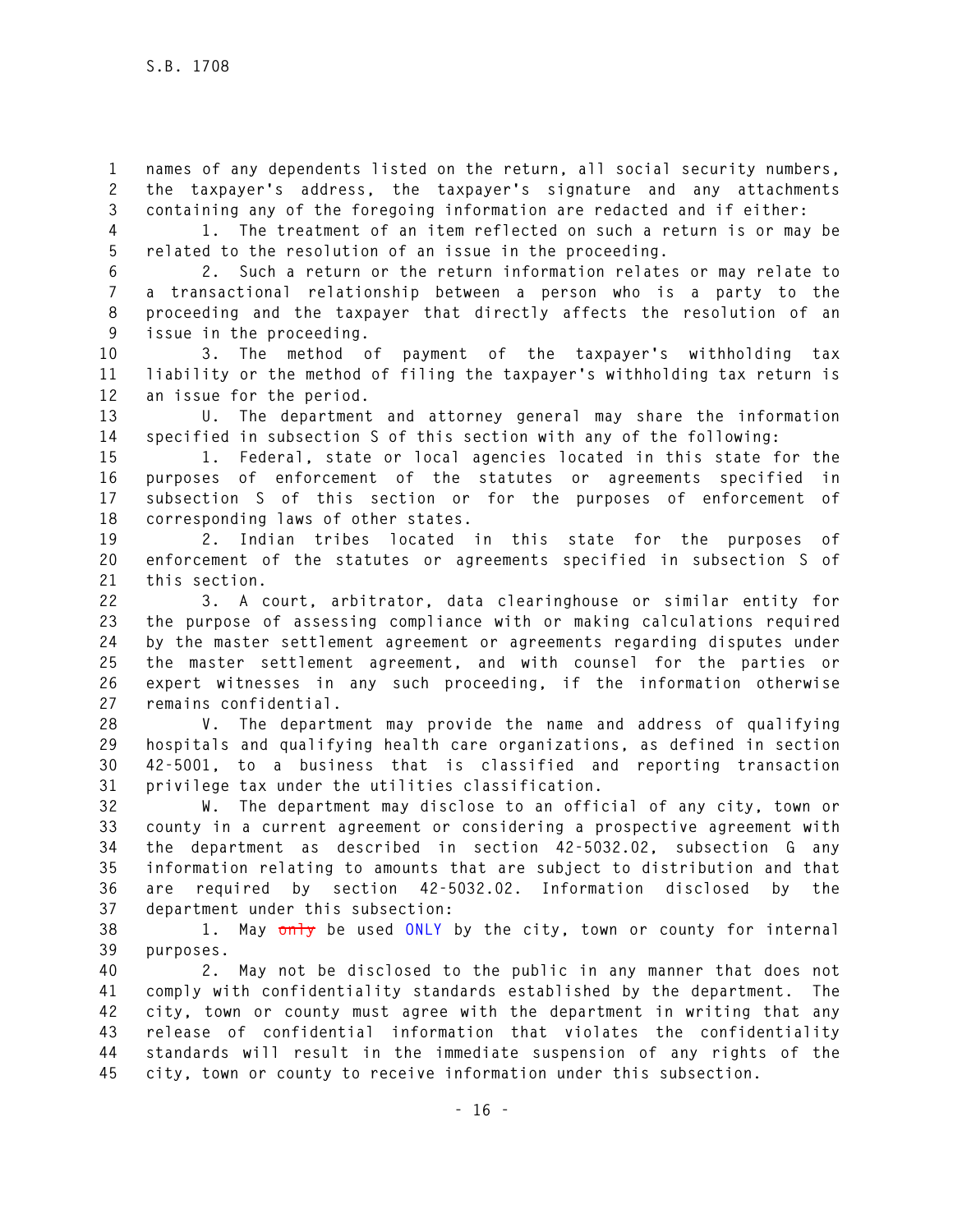names of any dependents listed on the return, all social security numbers, the taxpayer's address, the taxpayer's signature and any attachments containing any of the foregoing information are redacted and if either:

1. The treatment of an item reflected on such a return is or may be related to the resolution of an issue in the proceeding.

2. Such a return or the return information relates or may relate to a transactional relationship between a person who is a party to the proceeding and the taxpayer that directly affects the resolution of an issue in the proceeding.

3. The method of payment of the taxpayer's withholding tax liability or the method of filing the taxpayer's withholding tax return is an issue for the period.

U. The department and attorney general may share the information specified in subsection S of this section with any of the following:

1. Federal, state or local agencies located in this state for the purposes of enforcement of the statutes or agreements specified in subsection S of this section or for the purposes of enforcement of corresponding laws of other states.

2. Indian tribes located in this state for the purposes of enforcement of the statutes or agreements specified in subsection S of this section.

3. A court, arbitrator, data clearinghouse or similar entity for the purpose of assessing compliance with or making calculations required by the master settlement agreement or agreements regarding disputes under the master settlement agreement, and with counsel for the parties or expert witnesses in any such proceeding, if the information otherwise remains confidential.

V. The department may provide the name and address of qualifying hospitals and qualifying health care organizations, as defined in section 42-5001, to a business that is classified and reporting transaction privilege tax under the utilities classification.

W. The department may disclose to an official of any city, town or county in a current agreement or considering a prospective agreement with the department as described in section 42-5032.02, subsection G any information relating to amounts that are subject to distribution and that are required by section 42-5032.02. Information disclosed by the department under this subsection:

1. May ~~only~~ be used ONLY by the city, town or county for internal purposes.

2. May not be disclosed to the public in any manner that does not comply with confidentiality standards established by the department. The city, town or county must agree with the department in writing that any release of confidential information that violates the confidentiality standards will result in the immediate suspension of any rights of the city, town or county to receive information under this subsection.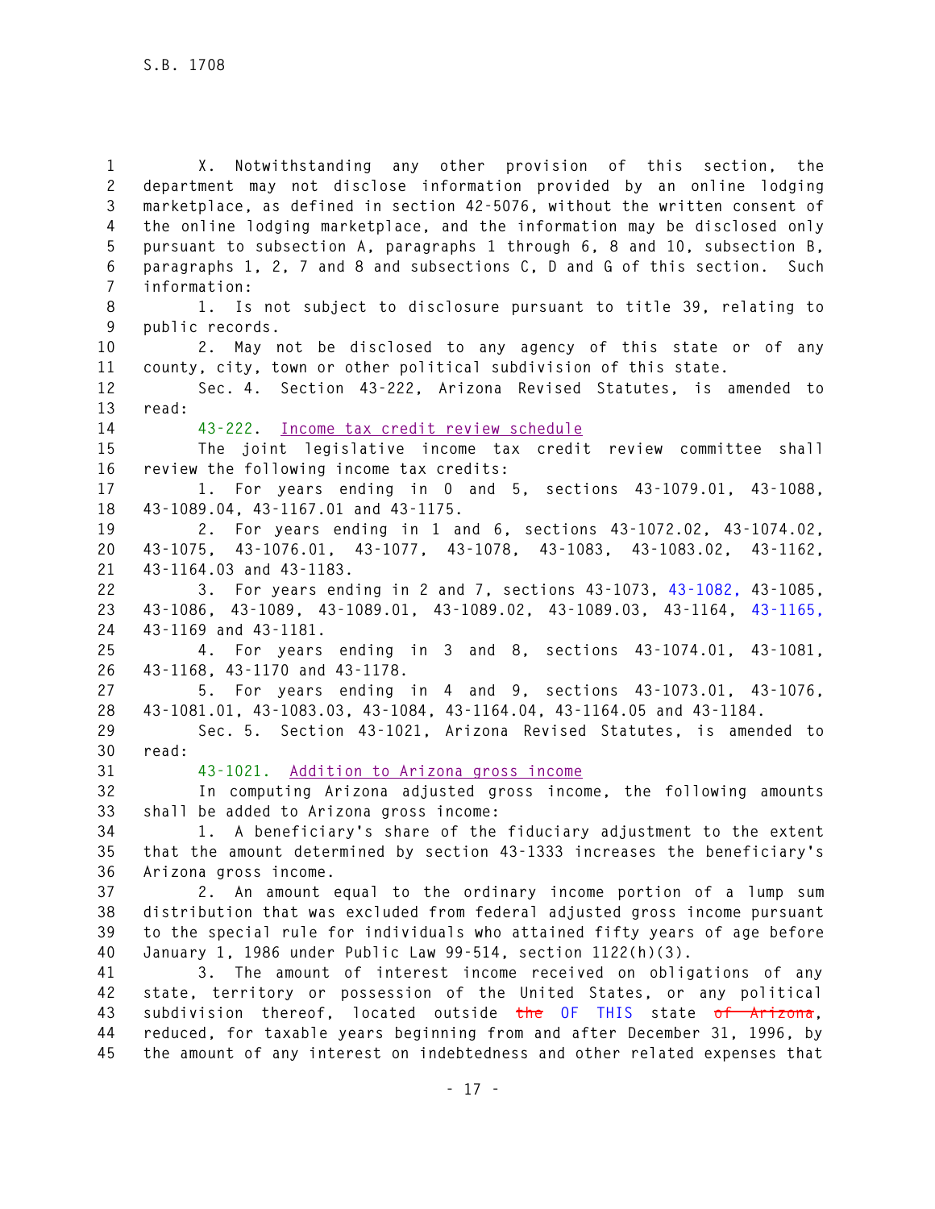X. Notwithstanding any other provision of this section, the department may not disclose information provided by an online lodging marketplace, as defined in section 42-5076, without the written consent of the online lodging marketplace, and the information may be disclosed only pursuant to subsection A, paragraphs 1 through 6, 8 and 10, subsection B, paragraphs 1, 2, 7 and 8 and subsections C, D and G of this section. Such information:

1. Is not subject to disclosure pursuant to title 39, relating to public records.

2. May not be disclosed to any agency of this state or of any county, city, town or other political subdivision of this state.

Sec. 4. Section 43-222, Arizona Revised Statutes, is amended to read:

43-222. Income tax credit review schedule

The joint legislative income tax credit review committee shall review the following income tax credits:

1. For years ending in 0 and 5, sections 43-1079.01, 43-1088, 43-1089.04, 43-1167.01 and 43-1175.

2. For years ending in 1 and 6, sections 43-1072.02, 43-1074.02, 43-1075, 43-1076.01, 43-1077, 43-1078, 43-1083, 43-1083.02, 43-1162, 43-1164.03 and 43-1183.

3. For years ending in 2 and 7, sections 43-1073, 43-1082, 43-1085, 43-1086, 43-1089, 43-1089.01, 43-1089.02, 43-1089.03, 43-1164, 43-1165, 43-1169 and 43-1181.

4. For years ending in 3 and 8, sections 43-1074.01, 43-1081, 43-1168, 43-1170 and 43-1178.

5. For years ending in 4 and 9, sections 43-1073.01, 43-1076, 43-1081.01, 43-1083.03, 43-1084, 43-1164.04, 43-1164.05 and 43-1184.

Sec. 5. Section 43-1021, Arizona Revised Statutes, is amended to read:

43-1021. Addition to Arizona gross income

In computing Arizona adjusted gross income, the following amounts shall be added to Arizona gross income:

1. A beneficiary's share of the fiduciary adjustment to the extent that the amount determined by section 43-1333 increases the beneficiary's Arizona gross income.

2. An amount equal to the ordinary income portion of a lump sum distribution that was excluded from federal adjusted gross income pursuant to the special rule for individuals who attained fifty years of age before January 1, 1986 under Public Law 99-514, section 1122(h)(3).

3. The amount of interest income received on obligations of any state, territory or possession of the United States, or any political subdivision thereof, located outside ~~the~~ OF THIS state ~~of Arizona~~, reduced, for taxable years beginning from and after December 31, 1996, by the amount of any interest on indebtedness and other related expenses that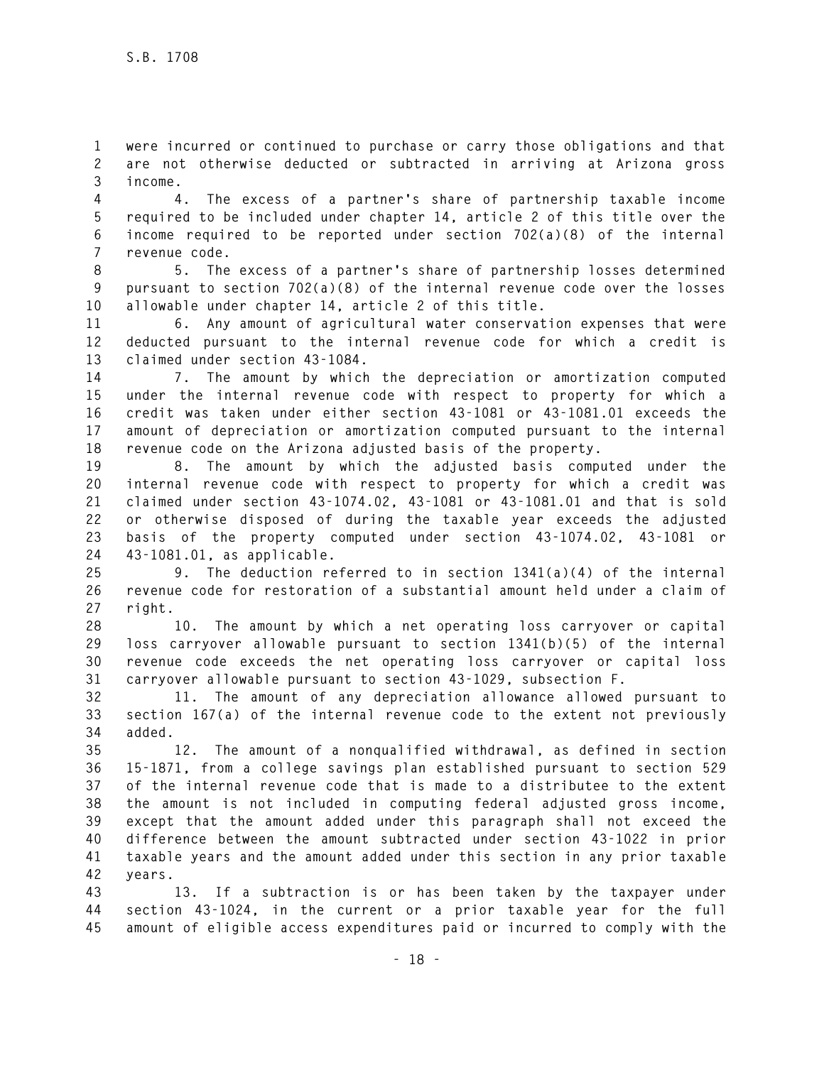were incurred or continued to purchase or carry those obligations and that are not otherwise deducted or subtracted in arriving at Arizona gross income.

4. The excess of a partner's share of partnership taxable income required to be included under chapter 14, article 2 of this title over the income required to be reported under section 702(a)(8) of the internal revenue code.

5. The excess of a partner's share of partnership losses determined pursuant to section 702(a)(8) of the internal revenue code over the losses allowable under chapter 14, article 2 of this title.

6. Any amount of agricultural water conservation expenses that were deducted pursuant to the internal revenue code for which a credit is claimed under section 43-1084.

7. The amount by which the depreciation or amortization computed under the internal revenue code with respect to property for which a credit was taken under either section 43-1081 or 43-1081.01 exceeds the amount of depreciation or amortization computed pursuant to the internal revenue code on the Arizona adjusted basis of the property.

8. The amount by which the adjusted basis computed under the internal revenue code with respect to property for which a credit was claimed under section 43-1074.02, 43-1081 or 43-1081.01 and that is sold or otherwise disposed of during the taxable year exceeds the adjusted basis of the property computed under section 43-1074.02, 43-1081 or 43-1081.01, as applicable.

9. The deduction referred to in section 1341(a)(4) of the internal revenue code for restoration of a substantial amount held under a claim of right.

10. The amount by which a net operating loss carryover or capital loss carryover allowable pursuant to section 1341(b)(5) of the internal revenue code exceeds the net operating loss carryover or capital loss carryover allowable pursuant to section 43-1029, subsection F.

11. The amount of any depreciation allowance allowed pursuant to section 167(a) of the internal revenue code to the extent not previously added.

12. The amount of a nonqualified withdrawal, as defined in section 15-1871, from a college savings plan established pursuant to section 529 of the internal revenue code that is made to a distributee to the extent the amount is not included in computing federal adjusted gross income, except that the amount added under this paragraph shall not exceed the difference between the amount subtracted under section 43-1022 in prior taxable years and the amount added under this section in any prior taxable years.

13. If a subtraction is or has been taken by the taxpayer under section 43-1024, in the current or a prior taxable year for the full amount of eligible access expenditures paid or incurred to comply with the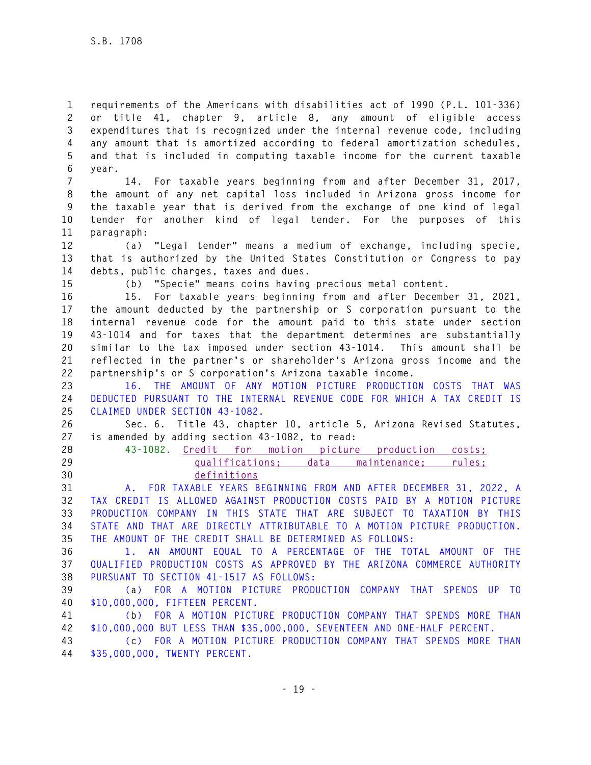requirements of the Americans with disabilities act of 1990 (P.L. 101-336) or title 41, chapter 9, article 8, any amount of eligible access expenditures that is recognized under the internal revenue code, including any amount that is amortized according to federal amortization schedules, and that is included in computing taxable income for the current taxable year.

14. For taxable years beginning from and after December 31, 2017, the amount of any net capital loss included in Arizona gross income for the taxable year that is derived from the exchange of one kind of legal tender for another kind of legal tender. For the purposes of this paragraph:

(a) "Legal tender" means a medium of exchange, including specie, that is authorized by the United States Constitution or Congress to pay debts, public charges, taxes and dues.

(b) "Specie" means coins having precious metal content.

15. For taxable years beginning from and after December 31, 2021, the amount deducted by the partnership or S corporation pursuant to the internal revenue code for the amount paid to this state under section 43-1014 and for taxes that the department determines are substantially similar to the tax imposed under section 43-1014. This amount shall be reflected in the partner's or shareholder's Arizona gross income and the partnership's or S corporation's Arizona taxable income.

16. THE AMOUNT OF ANY MOTION PICTURE PRODUCTION COSTS THAT WAS DEDUCTED PURSUANT TO THE INTERNAL REVENUE CODE FOR WHICH A TAX CREDIT IS CLAIMED UNDER SECTION 43-1082.

Sec. 6. Title 43, chapter 10, article 5, Arizona Revised Statutes, is amended by adding section 43-1082, to read:

43-1082. Credit for motion picture production costs; qualifications; data maintenance; rules; definitions

A. FOR TAXABLE YEARS BEGINNING FROM AND AFTER DECEMBER 31, 2022, A TAX CREDIT IS ALLOWED AGAINST PRODUCTION COSTS PAID BY A MOTION PICTURE PRODUCTION COMPANY IN THIS STATE THAT ARE SUBJECT TO TAXATION BY THIS STATE AND THAT ARE DIRECTLY ATTRIBUTABLE TO A MOTION PICTURE PRODUCTION. THE AMOUNT OF THE CREDIT SHALL BE DETERMINED AS FOLLOWS:

1. AN AMOUNT EQUAL TO A PERCENTAGE OF THE TOTAL AMOUNT OF THE QUALIFIED PRODUCTION COSTS AS APPROVED BY THE ARIZONA COMMERCE AUTHORITY PURSUANT TO SECTION 41-1517 AS FOLLOWS:

(a) FOR A MOTION PICTURE PRODUCTION COMPANY THAT SPENDS UP TO $10,000,000, FIFTEEN PERCENT.

(b) FOR A MOTION PICTURE PRODUCTION COMPANY THAT SPENDS MORE THAN $10,000,000 BUT LESS THAN $35,000,000, SEVENTEEN AND ONE-HALF PERCENT.

(c) FOR A MOTION PICTURE PRODUCTION COMPANY THAT SPENDS MORE THAN $35,000,000, TWENTY PERCENT.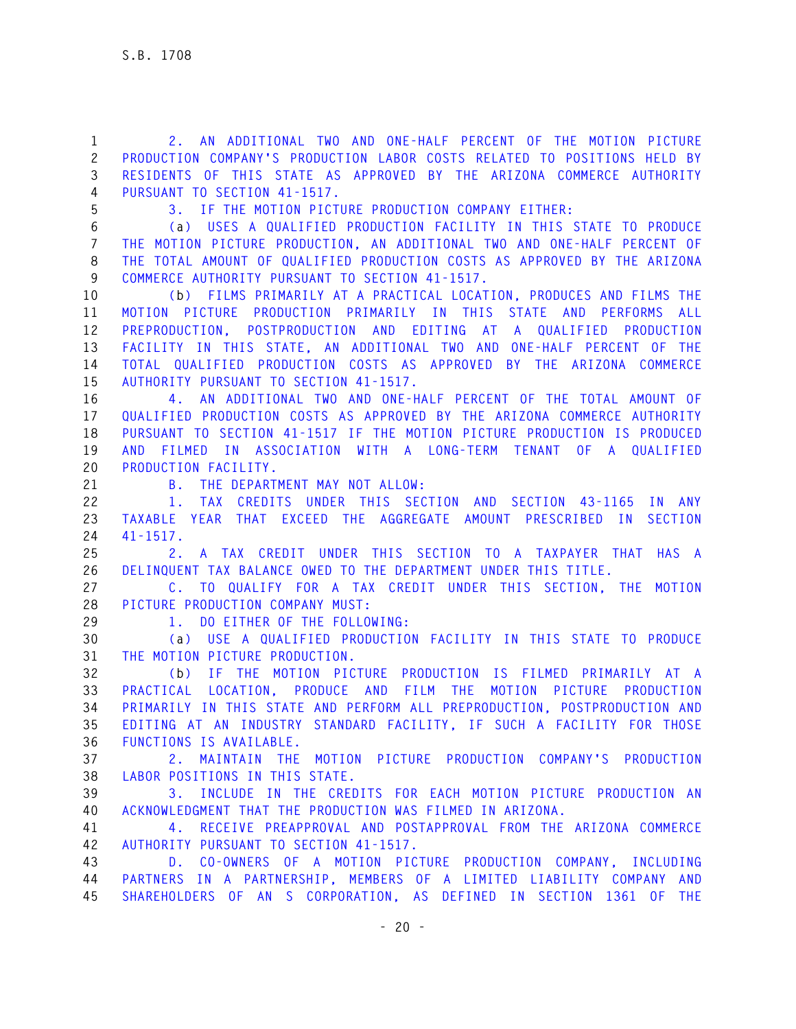2. AN ADDITIONAL TWO AND ONE-HALF PERCENT OF THE MOTION PICTURE PRODUCTION COMPANY'S PRODUCTION LABOR COSTS RELATED TO POSITIONS HELD BY RESIDENTS OF THIS STATE AS APPROVED BY THE ARIZONA COMMERCE AUTHORITY PURSUANT TO SECTION 41-1517.

3. IF THE MOTION PICTURE PRODUCTION COMPANY EITHER:

(a) USES A QUALIFIED PRODUCTION FACILITY IN THIS STATE TO PRODUCE THE MOTION PICTURE PRODUCTION, AN ADDITIONAL TWO AND ONE-HALF PERCENT OF THE TOTAL AMOUNT OF QUALIFIED PRODUCTION COSTS AS APPROVED BY THE ARIZONA COMMERCE AUTHORITY PURSUANT TO SECTION 41-1517.

(b) FILMS PRIMARILY AT A PRACTICAL LOCATION, PRODUCES AND FILMS THE MOTION PICTURE PRODUCTION PRIMARILY IN THIS STATE AND PERFORMS ALL PREPRODUCTION, POSTPRODUCTION AND EDITING AT A QUALIFIED PRODUCTION FACILITY IN THIS STATE, AN ADDITIONAL TWO AND ONE-HALF PERCENT OF THE TOTAL QUALIFIED PRODUCTION COSTS AS APPROVED BY THE ARIZONA COMMERCE AUTHORITY PURSUANT TO SECTION 41-1517.

4. AN ADDITIONAL TWO AND ONE-HALF PERCENT OF THE TOTAL AMOUNT OF QUALIFIED PRODUCTION COSTS AS APPROVED BY THE ARIZONA COMMERCE AUTHORITY PURSUANT TO SECTION 41-1517 IF THE MOTION PICTURE PRODUCTION IS PRODUCED AND FILMED IN ASSOCIATION WITH A LONG-TERM TENANT OF A QUALIFIED PRODUCTION FACILITY.

B. THE DEPARTMENT MAY NOT ALLOW:

1. TAX CREDITS UNDER THIS SECTION AND SECTION 43-1165 IN ANY TAXABLE YEAR THAT EXCEED THE AGGREGATE AMOUNT PRESCRIBED IN SECTION 41-1517.

2. A TAX CREDIT UNDER THIS SECTION TO A TAXPAYER THAT HAS A DELINQUENT TAX BALANCE OWED TO THE DEPARTMENT UNDER THIS TITLE.

C. TO QUALIFY FOR A TAX CREDIT UNDER THIS SECTION, THE MOTION PICTURE PRODUCTION COMPANY MUST:

1. DO EITHER OF THE FOLLOWING:

(a) USE A QUALIFIED PRODUCTION FACILITY IN THIS STATE TO PRODUCE THE MOTION PICTURE PRODUCTION.

(b) IF THE MOTION PICTURE PRODUCTION IS FILMED PRIMARILY AT A PRACTICAL LOCATION, PRODUCE AND FILM THE MOTION PICTURE PRODUCTION PRIMARILY IN THIS STATE AND PERFORM ALL PREPRODUCTION, POSTPRODUCTION AND EDITING AT AN INDUSTRY STANDARD FACILITY, IF SUCH A FACILITY FOR THOSE FUNCTIONS IS AVAILABLE.

2. MAINTAIN THE MOTION PICTURE PRODUCTION COMPANY'S PRODUCTION LABOR POSITIONS IN THIS STATE.

3. INCLUDE IN THE CREDITS FOR EACH MOTION PICTURE PRODUCTION AN ACKNOWLEDGMENT THAT THE PRODUCTION WAS FILMED IN ARIZONA.

4. RECEIVE PREAPPROVAL AND POSTAPPROVAL FROM THE ARIZONA COMMERCE AUTHORITY PURSUANT TO SECTION 41-1517.

D. CO-OWNERS OF A MOTION PICTURE PRODUCTION COMPANY, INCLUDING PARTNERS IN A PARTNERSHIP, MEMBERS OF A LIMITED LIABILITY COMPANY AND SHAREHOLDERS OF AN S CORPORATION, AS DEFINED IN SECTION 1361 OF THE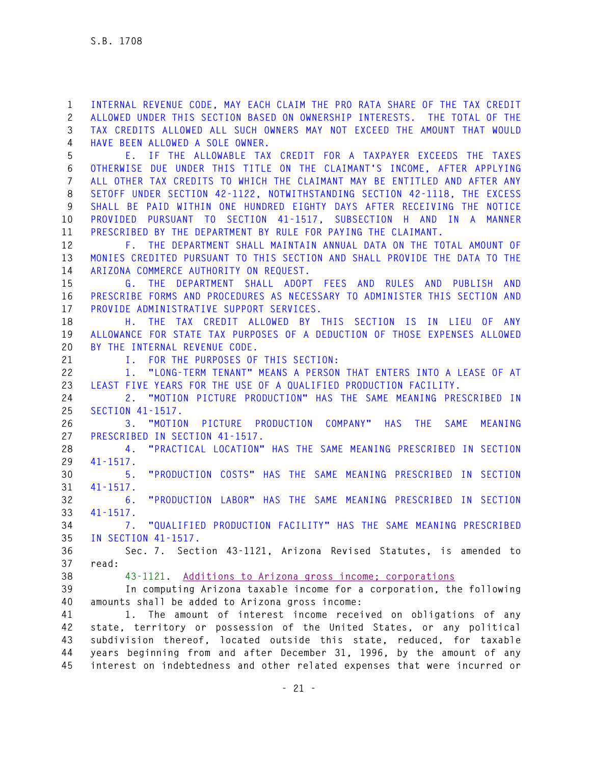INTERNAL REVENUE CODE, MAY EACH CLAIM THE PRO RATA SHARE OF THE TAX CREDIT ALLOWED UNDER THIS SECTION BASED ON OWNERSHIP INTERESTS. THE TOTAL OF THE TAX CREDITS ALLOWED ALL SUCH OWNERS MAY NOT EXCEED THE AMOUNT THAT WOULD HAVE BEEN ALLOWED A SOLE OWNER.

E. IF THE ALLOWABLE TAX CREDIT FOR A TAXPAYER EXCEEDS THE TAXES OTHERWISE DUE UNDER THIS TITLE ON THE CLAIMANT'S INCOME, AFTER APPLYING ALL OTHER TAX CREDITS TO WHICH THE CLAIMANT MAY BE ENTITLED AND AFTER ANY SETOFF UNDER SECTION 42-1122, NOTWITHSTANDING SECTION 42-1118, THE EXCESS SHALL BE PAID WITHIN ONE HUNDRED EIGHTY DAYS AFTER RECEIVING THE NOTICE PROVIDED PURSUANT TO SECTION 41-1517, SUBSECTION H AND IN A MANNER PRESCRIBED BY THE DEPARTMENT BY RULE FOR PAYING THE CLAIMANT.

F. THE DEPARTMENT SHALL MAINTAIN ANNUAL DATA ON THE TOTAL AMOUNT OF MONIES CREDITED PURSUANT TO THIS SECTION AND SHALL PROVIDE THE DATA TO THE ARIZONA COMMERCE AUTHORITY ON REQUEST.

G. THE DEPARTMENT SHALL ADOPT FEES AND RULES AND PUBLISH AND PRESCRIBE FORMS AND PROCEDURES AS NECESSARY TO ADMINISTER THIS SECTION AND PROVIDE ADMINISTRATIVE SUPPORT SERVICES.

H. THE TAX CREDIT ALLOWED BY THIS SECTION IS IN LIEU OF ANY ALLOWANCE FOR STATE TAX PURPOSES OF A DEDUCTION OF THOSE EXPENSES ALLOWED BY THE INTERNAL REVENUE CODE.

I. FOR THE PURPOSES OF THIS SECTION:

1. "LONG-TERM TENANT" MEANS A PERSON THAT ENTERS INTO A LEASE OF AT LEAST FIVE YEARS FOR THE USE OF A QUALIFIED PRODUCTION FACILITY.

2. "MOTION PICTURE PRODUCTION" HAS THE SAME MEANING PRESCRIBED IN SECTION 41-1517.

3. "MOTION PICTURE PRODUCTION COMPANY" HAS THE SAME MEANING PRESCRIBED IN SECTION 41-1517.

4. "PRACTICAL LOCATION" HAS THE SAME MEANING PRESCRIBED IN SECTION 41-1517.

5. "PRODUCTION COSTS" HAS THE SAME MEANING PRESCRIBED IN SECTION 41-1517.

6. "PRODUCTION LABOR" HAS THE SAME MEANING PRESCRIBED IN SECTION 41-1517.

7. "QUALIFIED PRODUCTION FACILITY" HAS THE SAME MEANING PRESCRIBED IN SECTION 41-1517.

Sec. 7. Section 43-1121, Arizona Revised Statutes, is amended to read:

43-1121. Additions to Arizona gross income; corporations

In computing Arizona taxable income for a corporation, the following amounts shall be added to Arizona gross income:

1. The amount of interest income received on obligations of any state, territory or possession of the United States, or any political subdivision thereof, located outside this state, reduced, for taxable years beginning from and after December 31, 1996, by the amount of any interest on indebtedness and other related expenses that were incurred or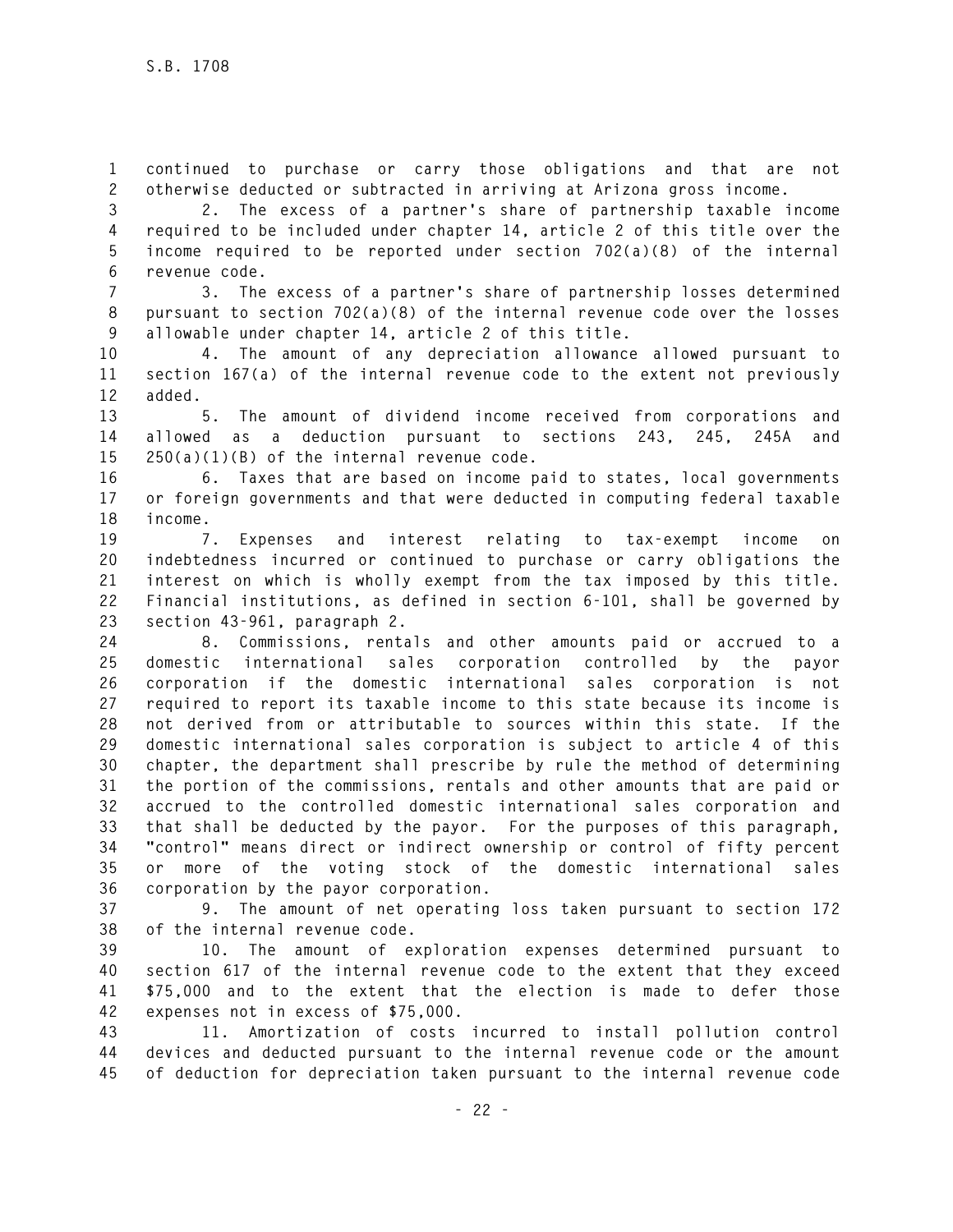continued to purchase or carry those obligations and that are not otherwise deducted or subtracted in arriving at Arizona gross income.

2. The excess of a partner's share of partnership taxable income required to be included under chapter 14, article 2 of this title over the income required to be reported under section 702(a)(8) of the internal revenue code.

3. The excess of a partner's share of partnership losses determined pursuant to section 702(a)(8) of the internal revenue code over the losses allowable under chapter 14, article 2 of this title.

4. The amount of any depreciation allowance allowed pursuant to section 167(a) of the internal revenue code to the extent not previously added.

5. The amount of dividend income received from corporations and allowed as a deduction pursuant to sections 243, 245, 245A and 250(a)(1)(B) of the internal revenue code.

6. Taxes that are based on income paid to states, local governments or foreign governments and that were deducted in computing federal taxable income.

7. Expenses and interest relating to tax-exempt income on indebtedness incurred or continued to purchase or carry obligations the interest on which is wholly exempt from the tax imposed by this title. Financial institutions, as defined in section 6-101, shall be governed by section 43-961, paragraph 2.

8. Commissions, rentals and other amounts paid or accrued to a domestic international sales corporation controlled by the payor corporation if the domestic international sales corporation is not required to report its taxable income to this state because its income is not derived from or attributable to sources within this state. If the domestic international sales corporation is subject to article 4 of this chapter, the department shall prescribe by rule the method of determining the portion of the commissions, rentals and other amounts that are paid or accrued to the controlled domestic international sales corporation and that shall be deducted by the payor. For the purposes of this paragraph, "control" means direct or indirect ownership or control of fifty percent or more of the voting stock of the domestic international sales corporation by the payor corporation.

9. The amount of net operating loss taken pursuant to section 172 of the internal revenue code.

10. The amount of exploration expenses determined pursuant to section 617 of the internal revenue code to the extent that they exceed $75,000 and to the extent that the election is made to defer those expenses not in excess of $75,000.

11. Amortization of costs incurred to install pollution control devices and deducted pursuant to the internal revenue code or the amount of deduction for depreciation taken pursuant to the internal revenue code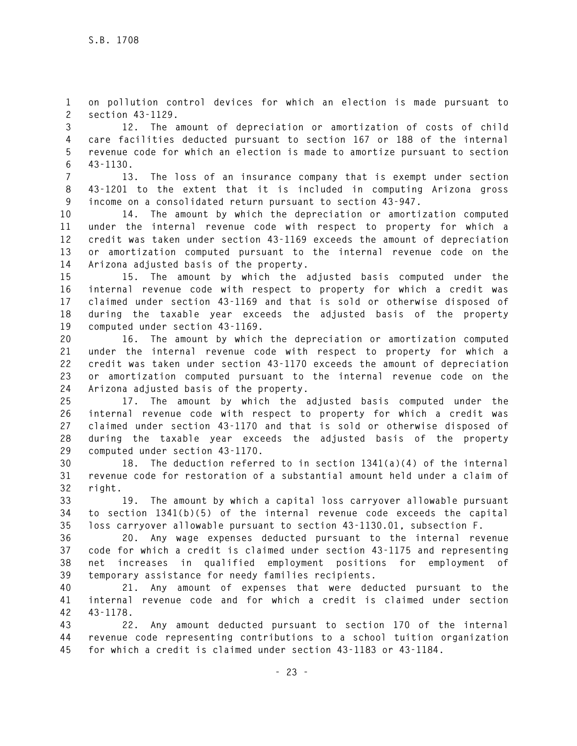on pollution control devices for which an election is made pursuant to section 43-1129.

12. The amount of depreciation or amortization of costs of child care facilities deducted pursuant to section 167 or 188 of the internal revenue code for which an election is made to amortize pursuant to section 43-1130.

13. The loss of an insurance company that is exempt under section 43-1201 to the extent that it is included in computing Arizona gross income on a consolidated return pursuant to section 43-947.

14. The amount by which the depreciation or amortization computed under the internal revenue code with respect to property for which a credit was taken under section 43-1169 exceeds the amount of depreciation or amortization computed pursuant to the internal revenue code on the Arizona adjusted basis of the property.

15. The amount by which the adjusted basis computed under the internal revenue code with respect to property for which a credit was claimed under section 43-1169 and that is sold or otherwise disposed of during the taxable year exceeds the adjusted basis of the property computed under section 43-1169.

16. The amount by which the depreciation or amortization computed under the internal revenue code with respect to property for which a credit was taken under section 43-1170 exceeds the amount of depreciation or amortization computed pursuant to the internal revenue code on the Arizona adjusted basis of the property.

17. The amount by which the adjusted basis computed under the internal revenue code with respect to property for which a credit was claimed under section 43-1170 and that is sold or otherwise disposed of during the taxable year exceeds the adjusted basis of the property computed under section 43-1170.

18. The deduction referred to in section 1341(a)(4) of the internal revenue code for restoration of a substantial amount held under a claim of right.

19. The amount by which a capital loss carryover allowable pursuant to section 1341(b)(5) of the internal revenue code exceeds the capital loss carryover allowable pursuant to section 43-1130.01, subsection F.

20. Any wage expenses deducted pursuant to the internal revenue code for which a credit is claimed under section 43-1175 and representing net increases in qualified employment positions for employment of temporary assistance for needy families recipients.

21. Any amount of expenses that were deducted pursuant to the internal revenue code and for which a credit is claimed under section 43-1178.

22. Any amount deducted pursuant to section 170 of the internal revenue code representing contributions to a school tuition organization for which a credit is claimed under section 43-1183 or 43-1184.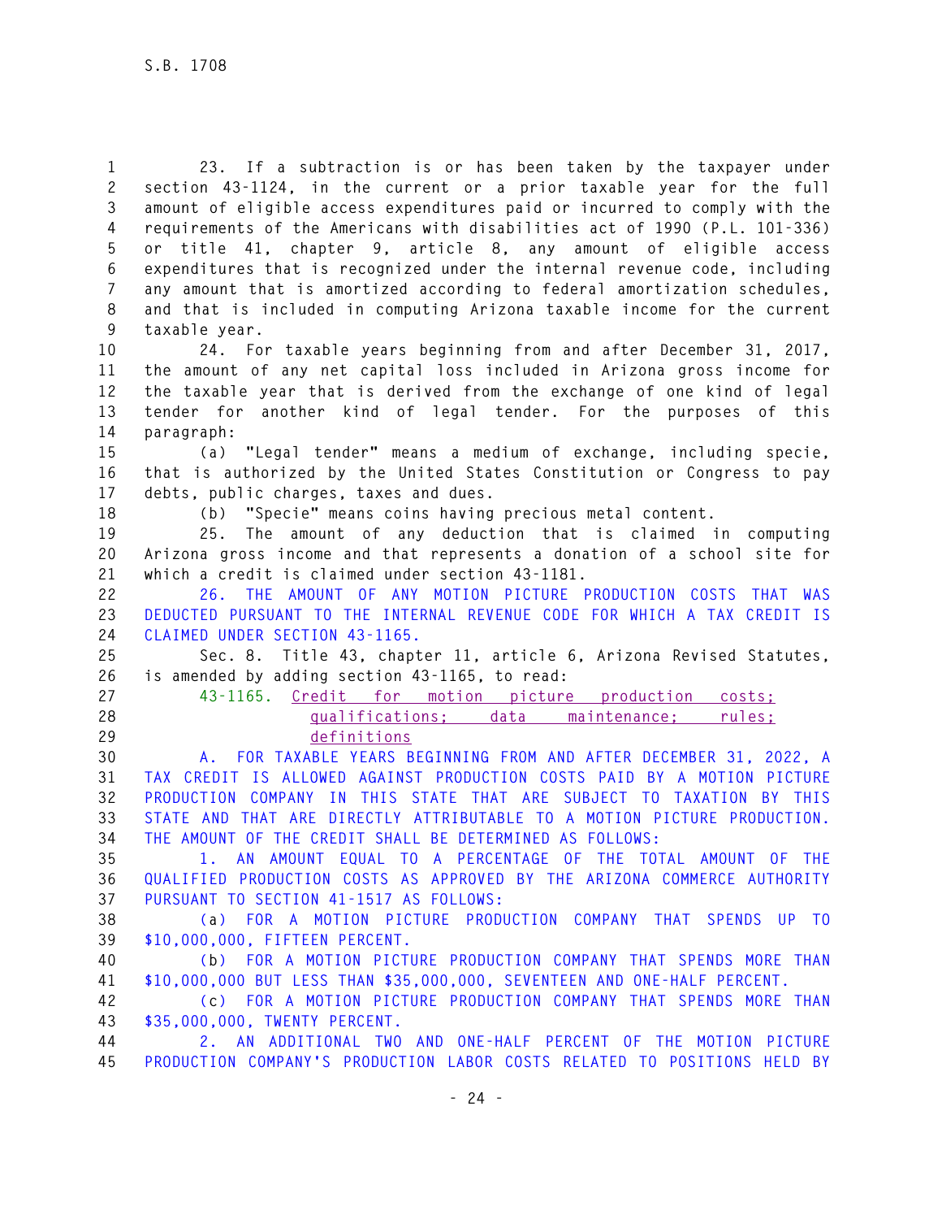23. If a subtraction is or has been taken by the taxpayer under section 43-1124, in the current or a prior taxable year for the full amount of eligible access expenditures paid or incurred to comply with the requirements of the Americans with disabilities act of 1990 (P.L. 101-336) or title 41, chapter 9, article 8, any amount of eligible access expenditures that is recognized under the internal revenue code, including any amount that is amortized according to federal amortization schedules, and that is included in computing Arizona taxable income for the current taxable year.

24. For taxable years beginning from and after December 31, 2017, the amount of any net capital loss included in Arizona gross income for the taxable year that is derived from the exchange of one kind of legal tender for another kind of legal tender. For the purposes of this paragraph:

(a) "Legal tender" means a medium of exchange, including specie, that is authorized by the United States Constitution or Congress to pay debts, public charges, taxes and dues.

(b) "Specie" means coins having precious metal content.

25. The amount of any deduction that is claimed in computing Arizona gross income and that represents a donation of a school site for which a credit is claimed under section 43-1181.

26. THE AMOUNT OF ANY MOTION PICTURE PRODUCTION COSTS THAT WAS DEDUCTED PURSUANT TO THE INTERNAL REVENUE CODE FOR WHICH A TAX CREDIT IS CLAIMED UNDER SECTION 43-1165.

Sec. 8. Title 43, chapter 11, article 6, Arizona Revised Statutes, is amended by adding section 43-1165, to read:

43-1165. Credit for motion picture production costs; qualifications; data maintenance; rules; definitions

A. FOR TAXABLE YEARS BEGINNING FROM AND AFTER DECEMBER 31, 2022, A TAX CREDIT IS ALLOWED AGAINST PRODUCTION COSTS PAID BY A MOTION PICTURE PRODUCTION COMPANY IN THIS STATE THAT ARE SUBJECT TO TAXATION BY THIS STATE AND THAT ARE DIRECTLY ATTRIBUTABLE TO A MOTION PICTURE PRODUCTION. THE AMOUNT OF THE CREDIT SHALL BE DETERMINED AS FOLLOWS:

1. AN AMOUNT EQUAL TO A PERCENTAGE OF THE TOTAL AMOUNT OF THE QUALIFIED PRODUCTION COSTS AS APPROVED BY THE ARIZONA COMMERCE AUTHORITY PURSUANT TO SECTION 41-1517 AS FOLLOWS:

(a) FOR A MOTION PICTURE PRODUCTION COMPANY THAT SPENDS UP TO $10,000,000, FIFTEEN PERCENT.

(b) FOR A MOTION PICTURE PRODUCTION COMPANY THAT SPENDS MORE THAN $10,000,000 BUT LESS THAN $35,000,000, SEVENTEEN AND ONE-HALF PERCENT.

(c) FOR A MOTION PICTURE PRODUCTION COMPANY THAT SPENDS MORE THAN $35,000,000, TWENTY PERCENT.

2. AN ADDITIONAL TWO AND ONE-HALF PERCENT OF THE MOTION PICTURE PRODUCTION COMPANY'S PRODUCTION LABOR COSTS RELATED TO POSITIONS HELD BY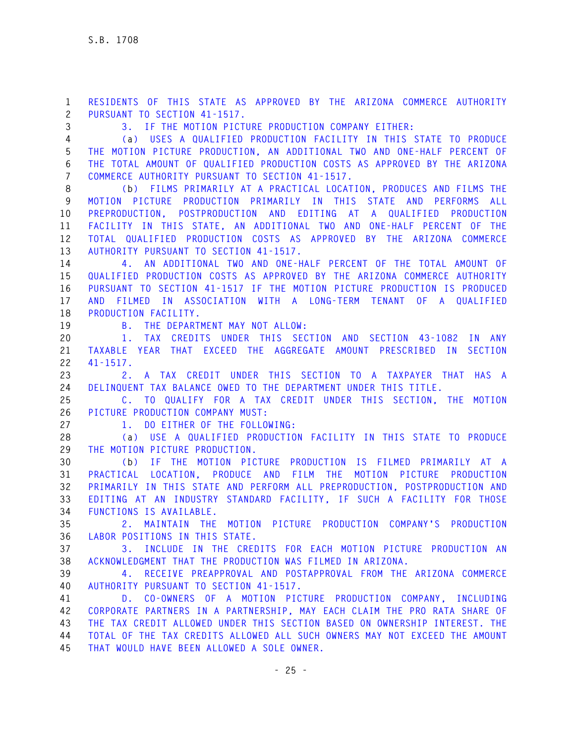RESIDENTS OF THIS STATE AS APPROVED BY THE ARIZONA COMMERCE AUTHORITY PURSUANT TO SECTION 41-1517.

3. IF THE MOTION PICTURE PRODUCTION COMPANY EITHER:

(a) USES A QUALIFIED PRODUCTION FACILITY IN THIS STATE TO PRODUCE THE MOTION PICTURE PRODUCTION, AN ADDITIONAL TWO AND ONE-HALF PERCENT OF THE TOTAL AMOUNT OF QUALIFIED PRODUCTION COSTS AS APPROVED BY THE ARIZONA COMMERCE AUTHORITY PURSUANT TO SECTION 41-1517.

(b) FILMS PRIMARILY AT A PRACTICAL LOCATION, PRODUCES AND FILMS THE MOTION PICTURE PRODUCTION PRIMARILY IN THIS STATE AND PERFORMS ALL PREPRODUCTION, POSTPRODUCTION AND EDITING AT A QUALIFIED PRODUCTION FACILITY IN THIS STATE, AN ADDITIONAL TWO AND ONE-HALF PERCENT OF THE TOTAL QUALIFIED PRODUCTION COSTS AS APPROVED BY THE ARIZONA COMMERCE AUTHORITY PURSUANT TO SECTION 41-1517.

4. AN ADDITIONAL TWO AND ONE-HALF PERCENT OF THE TOTAL AMOUNT OF QUALIFIED PRODUCTION COSTS AS APPROVED BY THE ARIZONA COMMERCE AUTHORITY PURSUANT TO SECTION 41-1517 IF THE MOTION PICTURE PRODUCTION IS PRODUCED AND FILMED IN ASSOCIATION WITH A LONG-TERM TENANT OF A QUALIFIED PRODUCTION FACILITY.

B. THE DEPARTMENT MAY NOT ALLOW:

1. TAX CREDITS UNDER THIS SECTION AND SECTION 43-1082 IN ANY TAXABLE YEAR THAT EXCEED THE AGGREGATE AMOUNT PRESCRIBED IN SECTION 41-1517.

2. A TAX CREDIT UNDER THIS SECTION TO A TAXPAYER THAT HAS A DELINQUENT TAX BALANCE OWED TO THE DEPARTMENT UNDER THIS TITLE.

C. TO QUALIFY FOR A TAX CREDIT UNDER THIS SECTION, THE MOTION PICTURE PRODUCTION COMPANY MUST:

1. DO EITHER OF THE FOLLOWING:

(a) USE A QUALIFIED PRODUCTION FACILITY IN THIS STATE TO PRODUCE THE MOTION PICTURE PRODUCTION.

(b) IF THE MOTION PICTURE PRODUCTION IS FILMED PRIMARILY AT A PRACTICAL LOCATION, PRODUCE AND FILM THE MOTION PICTURE PRODUCTION PRIMARILY IN THIS STATE AND PERFORM ALL PREPRODUCTION, POSTPRODUCTION AND EDITING AT AN INDUSTRY STANDARD FACILITY, IF SUCH A FACILITY FOR THOSE FUNCTIONS IS AVAILABLE.

2. MAINTAIN THE MOTION PICTURE PRODUCTION COMPANY'S PRODUCTION LABOR POSITIONS IN THIS STATE.

3. INCLUDE IN THE CREDITS FOR EACH MOTION PICTURE PRODUCTION AN ACKNOWLEDGMENT THAT THE PRODUCTION WAS FILMED IN ARIZONA.

4. RECEIVE PREAPPROVAL AND POSTAPPROVAL FROM THE ARIZONA COMMERCE AUTHORITY PURSUANT TO SECTION 41-1517.

D. CO-OWNERS OF A MOTION PICTURE PRODUCTION COMPANY, INCLUDING CORPORATE PARTNERS IN A PARTNERSHIP, MAY EACH CLAIM THE PRO RATA SHARE OF THE TAX CREDIT ALLOWED UNDER THIS SECTION BASED ON OWNERSHIP INTEREST. THE TOTAL OF THE TAX CREDITS ALLOWED ALL SUCH OWNERS MAY NOT EXCEED THE AMOUNT THAT WOULD HAVE BEEN ALLOWED A SOLE OWNER.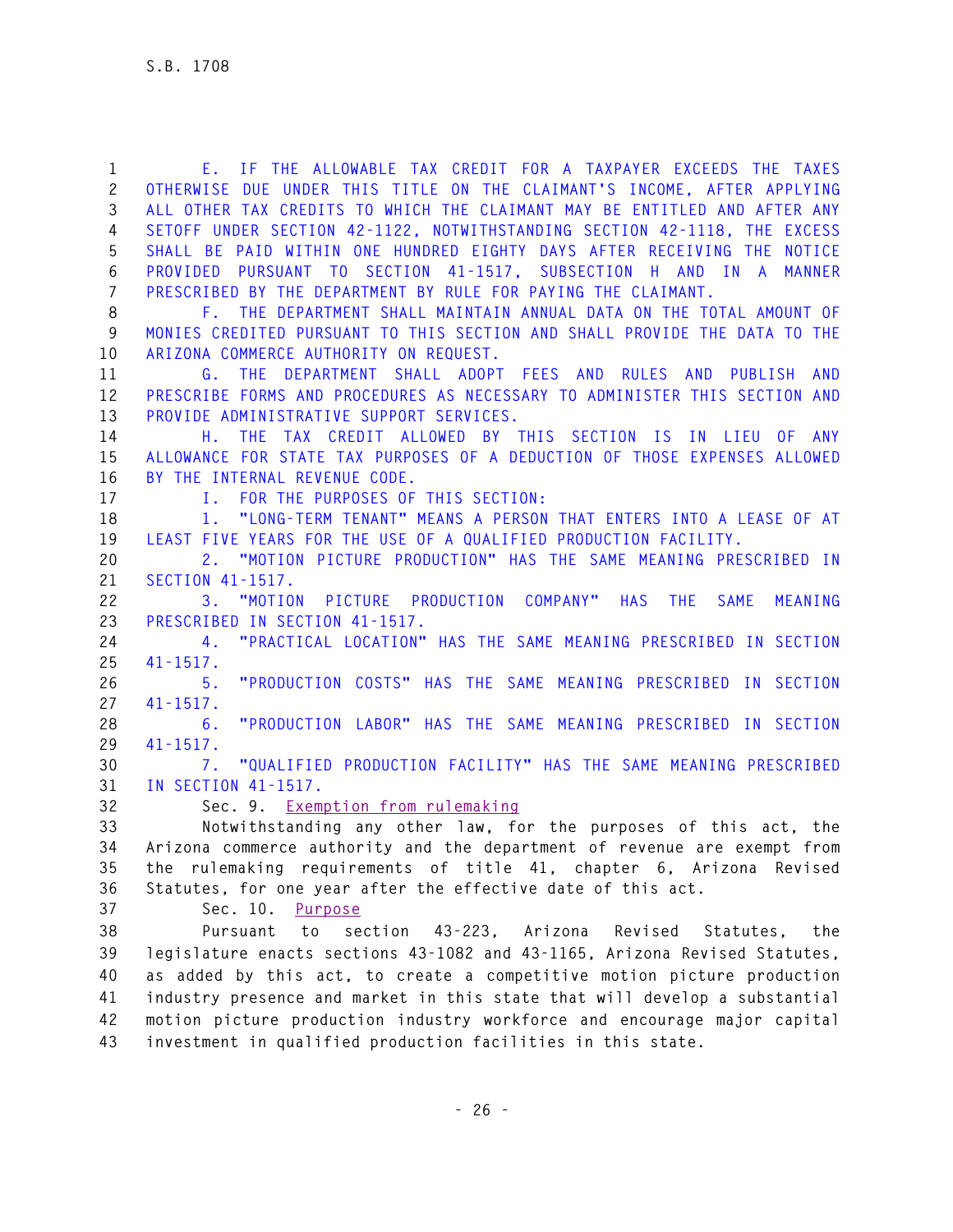E. IF THE ALLOWABLE TAX CREDIT FOR A TAXPAYER EXCEEDS THE TAXES OTHERWISE DUE UNDER THIS TITLE ON THE CLAIMANT'S INCOME, AFTER APPLYING ALL OTHER TAX CREDITS TO WHICH THE CLAIMANT MAY BE ENTITLED AND AFTER ANY SETOFF UNDER SECTION 42-1122, NOTWITHSTANDING SECTION 42-1118, THE EXCESS SHALL BE PAID WITHIN ONE HUNDRED EIGHTY DAYS AFTER RECEIVING THE NOTICE PROVIDED PURSUANT TO SECTION 41-1517, SUBSECTION H AND IN A MANNER PRESCRIBED BY THE DEPARTMENT BY RULE FOR PAYING THE CLAIMANT.

F. THE DEPARTMENT SHALL MAINTAIN ANNUAL DATA ON THE TOTAL AMOUNT OF MONIES CREDITED PURSUANT TO THIS SECTION AND SHALL PROVIDE THE DATA TO THE ARIZONA COMMERCE AUTHORITY ON REQUEST.

G. THE DEPARTMENT SHALL ADOPT FEES AND RULES AND PUBLISH AND PRESCRIBE FORMS AND PROCEDURES AS NECESSARY TO ADMINISTER THIS SECTION AND PROVIDE ADMINISTRATIVE SUPPORT SERVICES.

H. THE TAX CREDIT ALLOWED BY THIS SECTION IS IN LIEU OF ANY ALLOWANCE FOR STATE TAX PURPOSES OF A DEDUCTION OF THOSE EXPENSES ALLOWED BY THE INTERNAL REVENUE CODE.

I. FOR THE PURPOSES OF THIS SECTION:

1. "LONG-TERM TENANT" MEANS A PERSON THAT ENTERS INTO A LEASE OF AT LEAST FIVE YEARS FOR THE USE OF A QUALIFIED PRODUCTION FACILITY.

2. "MOTION PICTURE PRODUCTION" HAS THE SAME MEANING PRESCRIBED IN SECTION 41-1517.

3. "MOTION PICTURE PRODUCTION COMPANY" HAS THE SAME MEANING PRESCRIBED IN SECTION 41-1517.

4. "PRACTICAL LOCATION" HAS THE SAME MEANING PRESCRIBED IN SECTION 41-1517.

5. "PRODUCTION COSTS" HAS THE SAME MEANING PRESCRIBED IN SECTION 41-1517.

6. "PRODUCTION LABOR" HAS THE SAME MEANING PRESCRIBED IN SECTION 41-1517.

7. "QUALIFIED PRODUCTION FACILITY" HAS THE SAME MEANING PRESCRIBED IN SECTION 41-1517.

Sec. 9. Exemption from rulemaking

Notwithstanding any other law, for the purposes of this act, the Arizona commerce authority and the department of revenue are exempt from the rulemaking requirements of title 41, chapter 6, Arizona Revised Statutes, for one year after the effective date of this act.

Sec. 10. Purpose

Pursuant to section 43-223, Arizona Revised Statutes, the legislature enacts sections 43-1082 and 43-1165, Arizona Revised Statutes, as added by this act, to create a competitive motion picture production industry presence and market in this state that will develop a substantial motion picture production industry workforce and encourage major capital investment in qualified production facilities in this state.